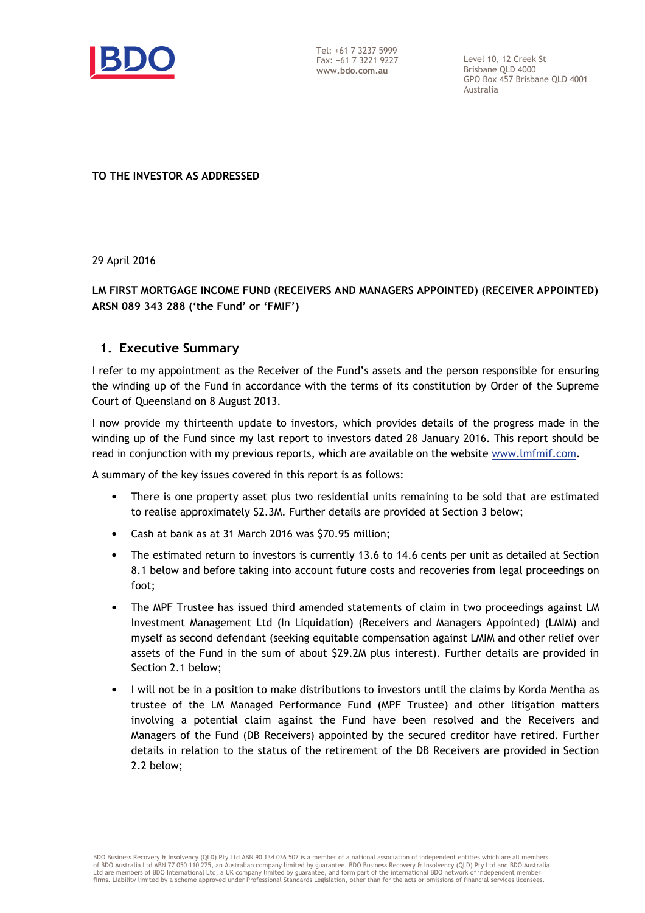Tel: +61 7 3237 5999
Fax: +61 7 3221 9227
www.bdo.com.au

Level 10, 12 Creek St
Brisbane QLD 4000
GPO Box 457 Brisbane QLD 4001
Australia

**TO THE INVESTOR AS ADDRESSED**

29 April 2016

**LM FIRST MORTGAGE INCOME FUND (RECEIVERS AND MANAGERS APPOINTED) (RECEIVER APPOINTED) ARSN 089 343 288 ('the Fund' or 'FMIF')**

## 1. Executive Summary

I refer to my appointment as the Receiver of the Fund's assets and the person responsible for ensuring the winding up of the Fund in accordance with the terms of its constitution by Order of the Supreme Court of Queensland on 8 August 2013.

I now provide my thirteenth update to investors, which provides details of the progress made in the winding up of the Fund since my last report to investors dated 28 January 2016. This report should be read in conjunction with my previous reports, which are available on the website www.lmfmif.com.

A summary of the key issues covered in this report is as follows:

- There is one property asset plus two residential units remaining to be sold that are estimated to realise approximately $2.3M. Further details are provided at Section 3 below;
- Cash at bank as at 31 March 2016 was $70.95 million;
- The estimated return to investors is currently 13.6 to 14.6 cents per unit as detailed at Section 8.1 below and before taking into account future costs and recoveries from legal proceedings on foot;
- The MPF Trustee has issued third amended statements of claim in two proceedings against LM Investment Management Ltd (In Liquidation) (Receivers and Managers Appointed) (LMIM) and myself as second defendant (seeking equitable compensation against LMIM and other relief over assets of the Fund in the sum of about $29.2M plus interest). Further details are provided in Section 2.1 below;
- I will not be in a position to make distributions to investors until the claims by Korda Mentha as trustee of the LM Managed Performance Fund (MPF Trustee) and other litigation matters involving a potential claim against the Fund have been resolved and the Receivers and Managers of the Fund (DB Receivers) appointed by the secured creditor have retired. Further details in relation to the status of the retirement of the DB Receivers are provided in Section 2.2 below;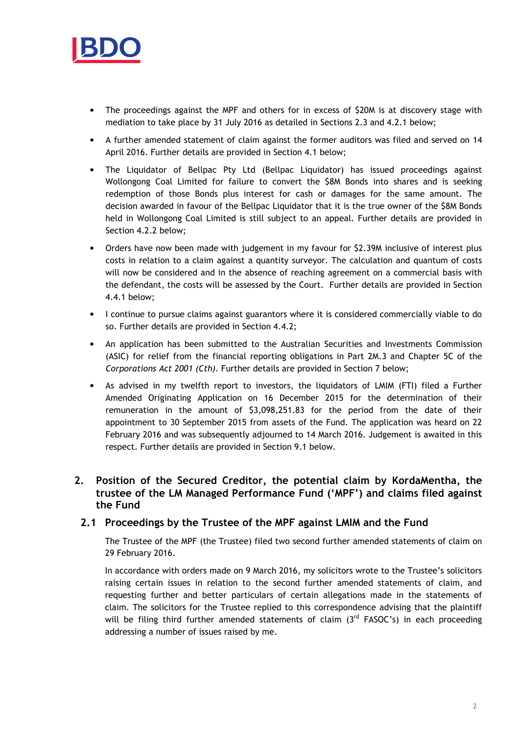- The proceedings against the MPF and others for in excess of $20M is at discovery stage with mediation to take place by 31 July 2016 as detailed in Sections 2.3 and 4.2.1 below;
- A further amended statement of claim against the former auditors was filed and served on 14 April 2016. Further details are provided in Section 4.1 below;
- The Liquidator of Bellpac Pty Ltd (Bellpac Liquidator) has issued proceedings against Wollongong Coal Limited for failure to convert the $8M Bonds into shares and is seeking redemption of those Bonds plus interest for cash or damages for the same amount. The decision awarded in favour of the Bellpac Liquidator that it is the true owner of the $8M Bonds held in Wollongong Coal Limited is still subject to an appeal. Further details are provided in Section 4.2.2 below;
- Orders have now been made with judgement in my favour for $2.39M inclusive of interest plus costs in relation to a claim against a quantity surveyor. The calculation and quantum of costs will now be considered and in the absence of reaching agreement on a commercial basis with the defendant, the costs will be assessed by the Court. Further details are provided in Section 4.4.1 below;
- I continue to pursue claims against guarantors where it is considered commercially viable to do so. Further details are provided in Section 4.4.2;
- An application has been submitted to the Australian Securities and Investments Commission (ASIC) for relief from the financial reporting obligations in Part 2M.3 and Chapter 5C of the *Corporations Act 2001 (Cth)*. Further details are provided in Section 7 below;
- As advised in my twelfth report to investors, the liquidators of LMIM (FTI) filed a Further Amended Originating Application on 16 December 2015 for the determination of their remuneration in the amount of $3,098,251.83 for the period from the date of their appointment to 30 September 2015 from assets of the Fund. The application was heard on 22 February 2016 and was subsequently adjourned to 14 March 2016. Judgement is awaited in this respect. Further details are provided in Section 9.1 below.

## 2. Position of the Secured Creditor, the potential claim by KordaMentha, the trustee of the LM Managed Performance Fund ('MPF') and claims filed against the Fund

### 2.1 Proceedings by the Trustee of the MPF against LMIM and the Fund

The Trustee of the MPF (the Trustee) filed two second further amended statements of claim on 29 February 2016.

In accordance with orders made on 9 March 2016, my solicitors wrote to the Trustee's solicitors raising certain issues in relation to the second further amended statements of claim, and requesting further and better particulars of certain allegations made in the statements of claim. The solicitors for the Trustee replied to this correspondence advising that the plaintiff will be filing third further amended statements of claim (3rd FASOC's) in each proceeding addressing a number of issues raised by me.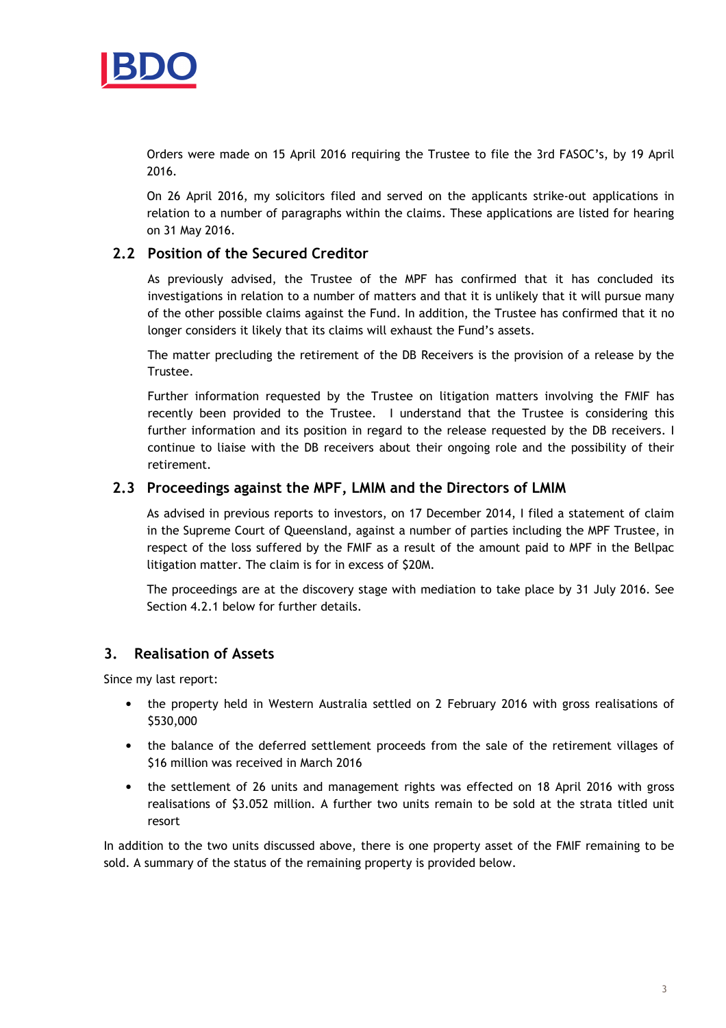Orders were made on 15 April 2016 requiring the Trustee to file the 3rd FASOC's, by 19 April 2016.

On 26 April 2016, my solicitors filed and served on the applicants strike-out applications in relation to a number of paragraphs within the claims. These applications are listed for hearing on 31 May 2016.

### 2.2 Position of the Secured Creditor

As previously advised, the Trustee of the MPF has confirmed that it has concluded its investigations in relation to a number of matters and that it is unlikely that it will pursue many of the other possible claims against the Fund. In addition, the Trustee has confirmed that it no longer considers it likely that its claims will exhaust the Fund's assets.

The matter precluding the retirement of the DB Receivers is the provision of a release by the Trustee.

Further information requested by the Trustee on litigation matters involving the FMIF has recently been provided to the Trustee. I understand that the Trustee is considering this further information and its position in regard to the release requested by the DB receivers. I continue to liaise with the DB receivers about their ongoing role and the possibility of their retirement.

### 2.3 Proceedings against the MPF, LMIM and the Directors of LMIM

As advised in previous reports to investors, on 17 December 2014, I filed a statement of claim in the Supreme Court of Queensland, against a number of parties including the MPF Trustee, in respect of the loss suffered by the FMIF as a result of the amount paid to MPF in the Bellpac litigation matter. The claim is for in excess of $20M.

The proceedings are at the discovery stage with mediation to take place by 31 July 2016. See Section 4.2.1 below for further details.

## 3. Realisation of Assets

Since my last report:

- the property held in Western Australia settled on 2 February 2016 with gross realisations of $530,000
- the balance of the deferred settlement proceeds from the sale of the retirement villages of $16 million was received in March 2016
- the settlement of 26 units and management rights was effected on 18 April 2016 with gross realisations of $3.052 million. A further two units remain to be sold at the strata titled unit resort

In addition to the two units discussed above, there is one property asset of the FMIF remaining to be sold. A summary of the status of the remaining property is provided below.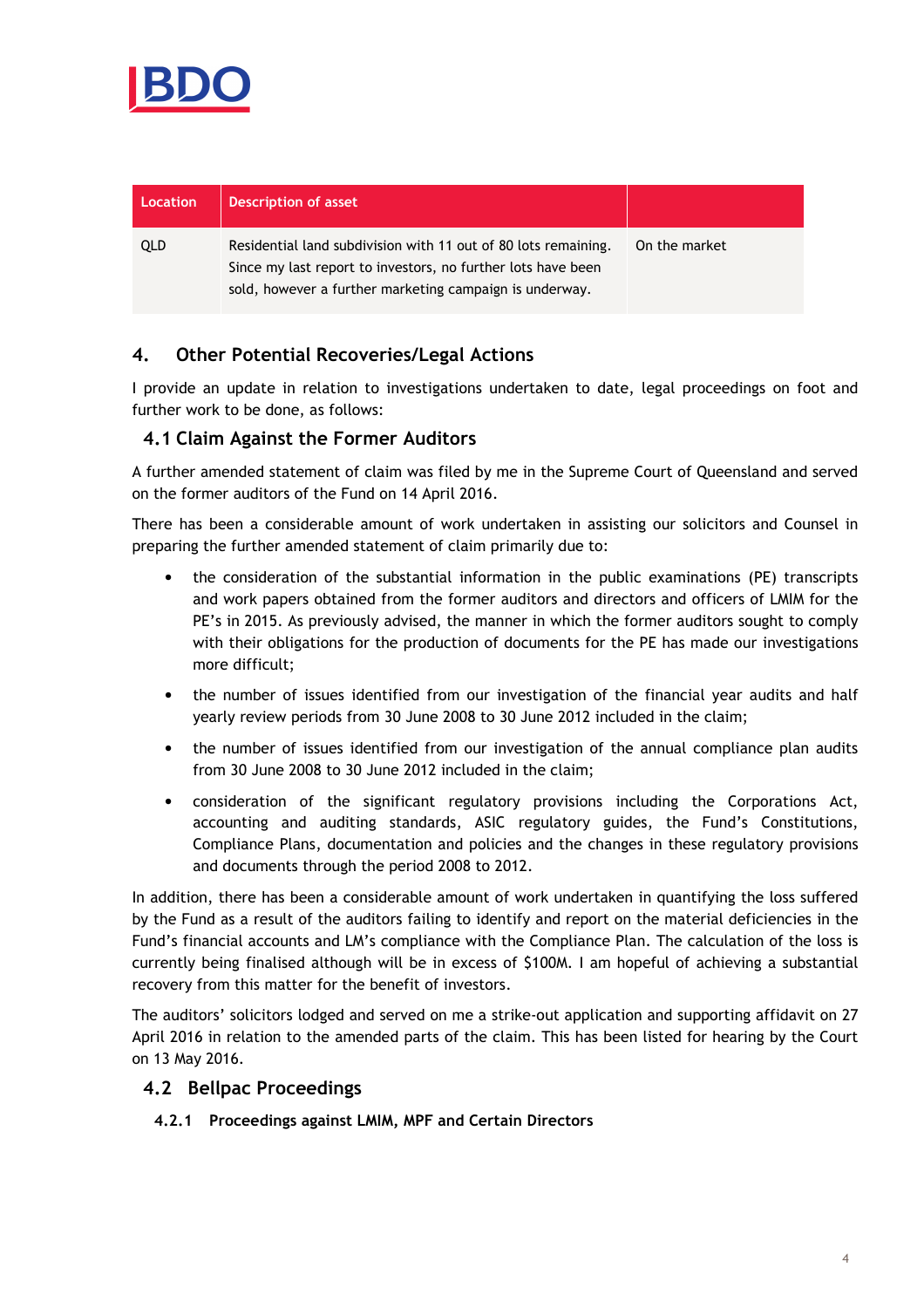| Location | Description of asset | |
|---|---|---|
| QLD | Residential land subdivision with 11 out of 80 lots remaining. Since my last report to investors, no further lots have been sold, however a further marketing campaign is underway. | On the market |

## 4. Other Potential Recoveries/Legal Actions

I provide an update in relation to investigations undertaken to date, legal proceedings on foot and further work to be done, as follows:

### 4.1 Claim Against the Former Auditors

A further amended statement of claim was filed by me in the Supreme Court of Queensland and served on the former auditors of the Fund on 14 April 2016.

There has been a considerable amount of work undertaken in assisting our solicitors and Counsel in preparing the further amended statement of claim primarily due to:

- the consideration of the substantial information in the public examinations (PE) transcripts and work papers obtained from the former auditors and directors and officers of LMIM for the PE's in 2015. As previously advised, the manner in which the former auditors sought to comply with their obligations for the production of documents for the PE has made our investigations more difficult;
- the number of issues identified from our investigation of the financial year audits and half yearly review periods from 30 June 2008 to 30 June 2012 included in the claim;
- the number of issues identified from our investigation of the annual compliance plan audits from 30 June 2008 to 30 June 2012 included in the claim;
- consideration of the significant regulatory provisions including the Corporations Act, accounting and auditing standards, ASIC regulatory guides, the Fund's Constitutions, Compliance Plans, documentation and policies and the changes in these regulatory provisions and documents through the period 2008 to 2012.

In addition, there has been a considerable amount of work undertaken in quantifying the loss suffered by the Fund as a result of the auditors failing to identify and report on the material deficiencies in the Fund's financial accounts and LM's compliance with the Compliance Plan. The calculation of the loss is currently being finalised although will be in excess of $100M. I am hopeful of achieving a substantial recovery from this matter for the benefit of investors.

The auditors' solicitors lodged and served on me a strike-out application and supporting affidavit on 27 April 2016 in relation to the amended parts of the claim. This has been listed for hearing by the Court on 13 May 2016.

### 4.2 Bellpac Proceedings

#### 4.2.1 Proceedings against LMIM, MPF and Certain Directors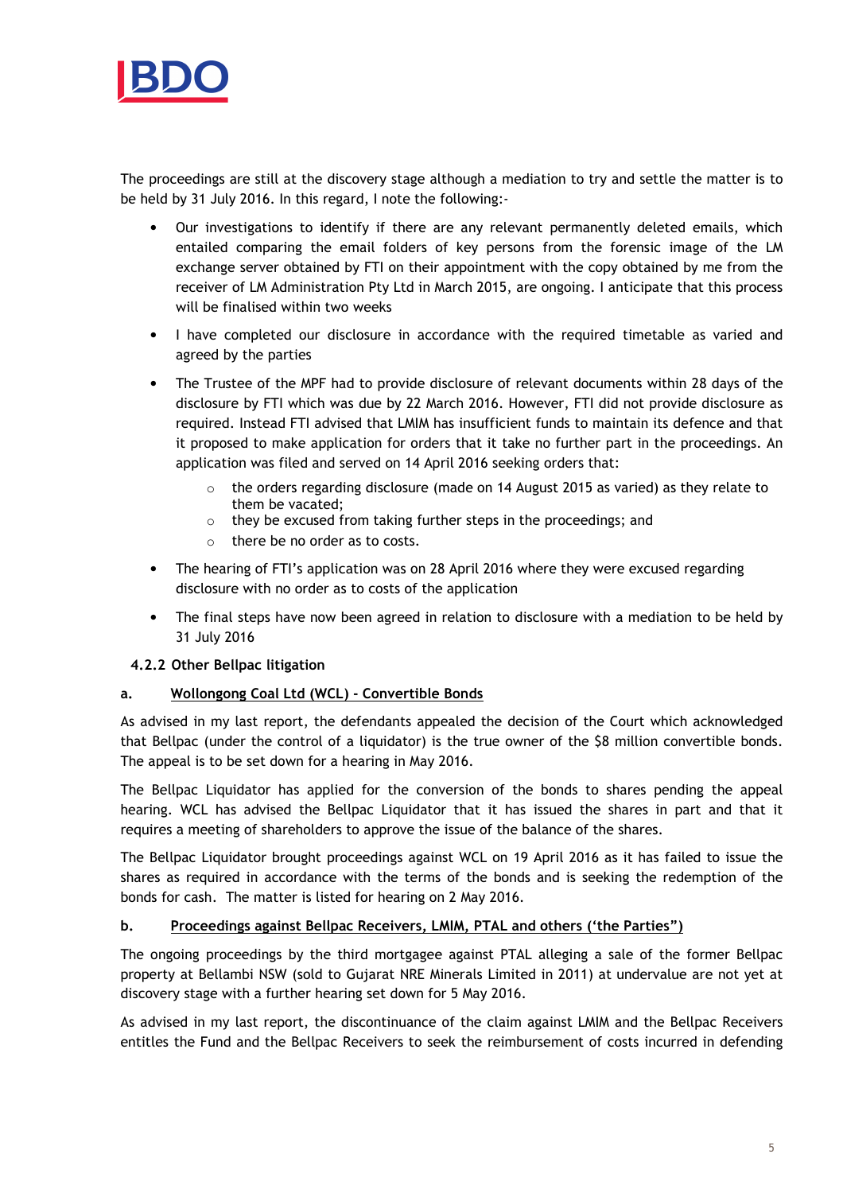The proceedings are still at the discovery stage although a mediation to try and settle the matter is to be held by 31 July 2016. In this regard, I note the following:-

- Our investigations to identify if there are any relevant permanently deleted emails, which entailed comparing the email folders of key persons from the forensic image of the LM exchange server obtained by FTI on their appointment with the copy obtained by me from the receiver of LM Administration Pty Ltd in March 2015, are ongoing. I anticipate that this process will be finalised within two weeks
- I have completed our disclosure in accordance with the required timetable as varied and agreed by the parties
- The Trustee of the MPF had to provide disclosure of relevant documents within 28 days of the disclosure by FTI which was due by 22 March 2016. However, FTI did not provide disclosure as required. Instead FTI advised that LMIM has insufficient funds to maintain its defence and that it proposed to make application for orders that it take no further part in the proceedings. An application was filed and served on 14 April 2016 seeking orders that:
    - the orders regarding disclosure (made on 14 August 2015 as varied) as they relate to them be vacated;
    - they be excused from taking further steps in the proceedings; and
    - there be no order as to costs.
- The hearing of FTI's application was on 28 April 2016 where they were excused regarding disclosure with no order as to costs of the application
- The final steps have now been agreed in relation to disclosure with a mediation to be held by 31 July 2016

#### 4.2.2 Other Bellpac litigation

**a. <u>Wollongong Coal Ltd (WCL) - Convertible Bonds</u>**

As advised in my last report, the defendants appealed the decision of the Court which acknowledged that Bellpac (under the control of a liquidator) is the true owner of the $8 million convertible bonds. The appeal is to be set down for a hearing in May 2016.

The Bellpac Liquidator has applied for the conversion of the bonds to shares pending the appeal hearing. WCL has advised the Bellpac Liquidator that it has issued the shares in part and that it requires a meeting of shareholders to approve the issue of the balance of the shares.

The Bellpac Liquidator brought proceedings against WCL on 19 April 2016 as it has failed to issue the shares as required in accordance with the terms of the bonds and is seeking the redemption of the bonds for cash. The matter is listed for hearing on 2 May 2016.

**b. <u>Proceedings against Bellpac Receivers, LMIM, PTAL and others ('the Parties")</u>**

The ongoing proceedings by the third mortgagee against PTAL alleging a sale of the former Bellpac property at Bellambi NSW (sold to Gujarat NRE Minerals Limited in 2011) at undervalue are not yet at discovery stage with a further hearing set down for 5 May 2016.

As advised in my last report, the discontinuance of the claim against LMIM and the Bellpac Receivers entitles the Fund and the Bellpac Receivers to seek the reimbursement of costs incurred in defending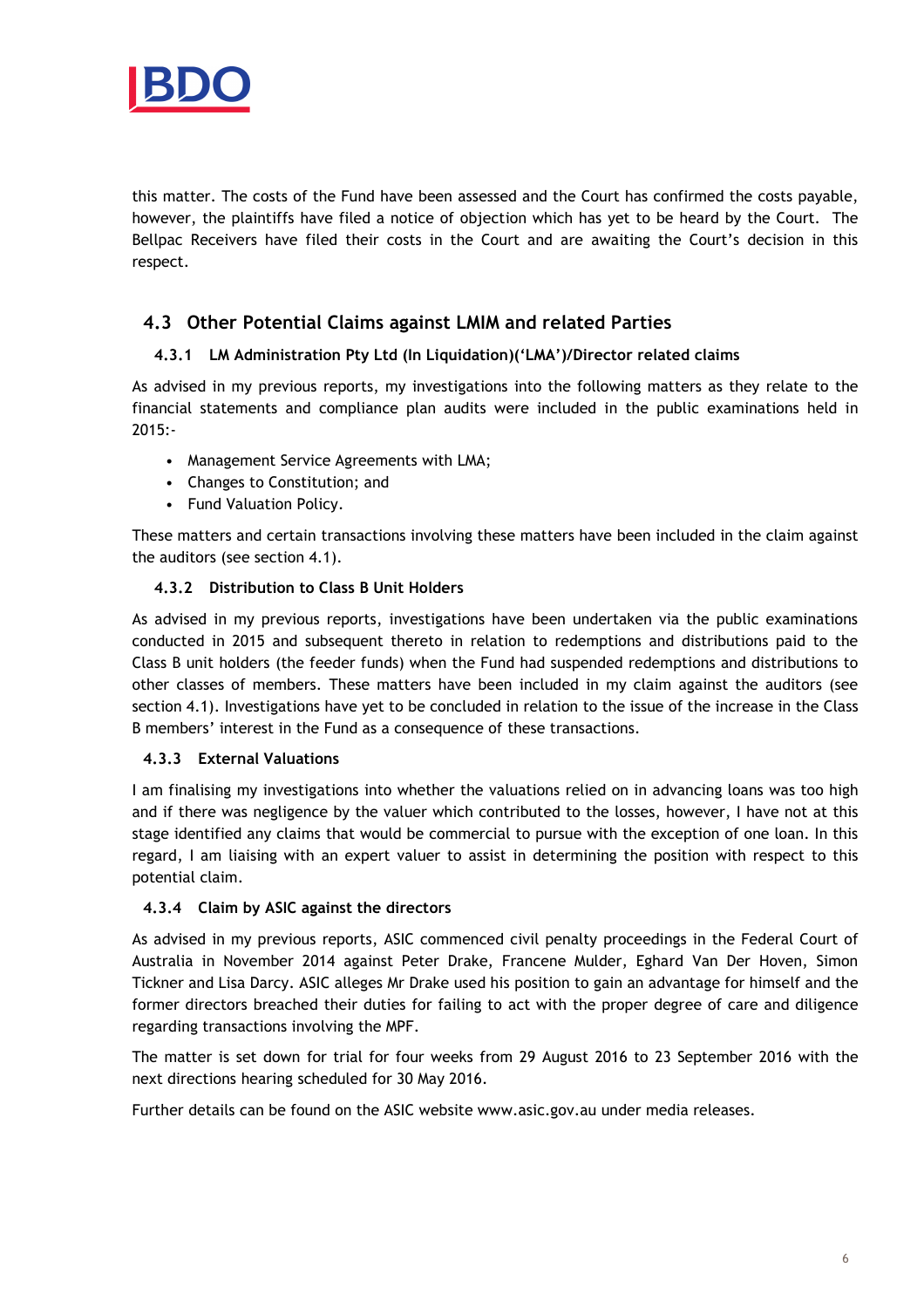this matter. The costs of the Fund have been assessed and the Court has confirmed the costs payable, however, the plaintiffs have filed a notice of objection which has yet to be heard by the Court. The Bellpac Receivers have filed their costs in the Court and are awaiting the Court's decision in this respect.

## 4.3 Other Potential Claims against LMIM and related Parties

### 4.3.1 LM Administration Pty Ltd (In Liquidation)('LMA')/Director related claims

As advised in my previous reports, my investigations into the following matters as they relate to the financial statements and compliance plan audits were included in the public examinations held in 2015:-

- Management Service Agreements with LMA;
- Changes to Constitution; and
- Fund Valuation Policy.

These matters and certain transactions involving these matters have been included in the claim against the auditors (see section 4.1).

### 4.3.2 Distribution to Class B Unit Holders

As advised in my previous reports, investigations have been undertaken via the public examinations conducted in 2015 and subsequent thereto in relation to redemptions and distributions paid to the Class B unit holders (the feeder funds) when the Fund had suspended redemptions and distributions to other classes of members. These matters have been included in my claim against the auditors (see section 4.1). Investigations have yet to be concluded in relation to the issue of the increase in the Class B members' interest in the Fund as a consequence of these transactions.

### 4.3.3 External Valuations

I am finalising my investigations into whether the valuations relied on in advancing loans was too high and if there was negligence by the valuer which contributed to the losses, however, I have not at this stage identified any claims that would be commercial to pursue with the exception of one loan. In this regard, I am liaising with an expert valuer to assist in determining the position with respect to this potential claim.

### 4.3.4 Claim by ASIC against the directors

As advised in my previous reports, ASIC commenced civil penalty proceedings in the Federal Court of Australia in November 2014 against Peter Drake, Francene Mulder, Eghard Van Der Hoven, Simon Tickner and Lisa Darcy. ASIC alleges Mr Drake used his position to gain an advantage for himself and the former directors breached their duties for failing to act with the proper degree of care and diligence regarding transactions involving the MPF.

The matter is set down for trial for four weeks from 29 August 2016 to 23 September 2016 with the next directions hearing scheduled for 30 May 2016.

Further details can be found on the ASIC website www.asic.gov.au under media releases.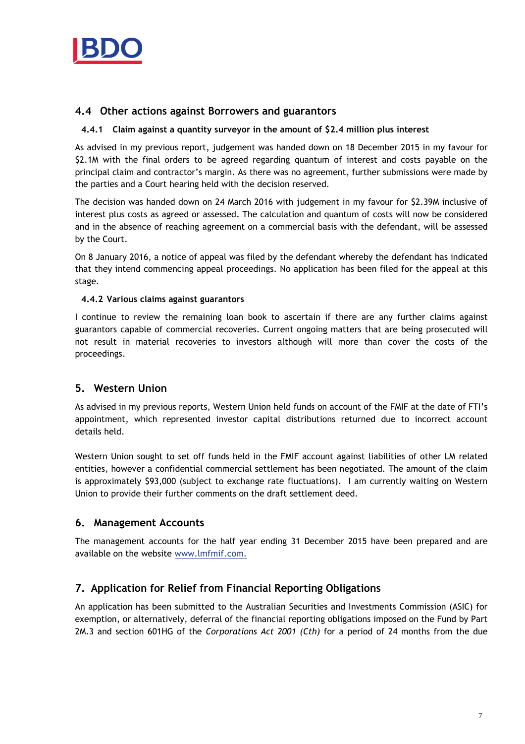## 4.4 Other actions against Borrowers and guarantors

### 4.4.1 Claim against a quantity surveyor in the amount of $2.4 million plus interest

As advised in my previous report, judgement was handed down on 18 December 2015 in my favour for $2.1M with the final orders to be agreed regarding quantum of interest and costs payable on the principal claim and contractor's margin. As there was no agreement, further submissions were made by the parties and a Court hearing held with the decision reserved.

The decision was handed down on 24 March 2016 with judgement in my favour for $2.39M inclusive of interest plus costs as agreed or assessed. The calculation and quantum of costs will now be considered and in the absence of reaching agreement on a commercial basis with the defendant, will be assessed by the Court.

On 8 January 2016, a notice of appeal was filed by the defendant whereby the defendant has indicated that they intend commencing appeal proceedings. No application has been filed for the appeal at this stage.

### 4.4.2 Various claims against guarantors

I continue to review the remaining loan book to ascertain if there are any further claims against guarantors capable of commercial recoveries. Current ongoing matters that are being prosecuted will not result in material recoveries to investors although will more than cover the costs of the proceedings.

## 5. Western Union

As advised in my previous reports, Western Union held funds on account of the FMIF at the date of FTI's appointment, which represented investor capital distributions returned due to incorrect account details held.

Western Union sought to set off funds held in the FMIF account against liabilities of other LM related entities, however a confidential commercial settlement has been negotiated. The amount of the claim is approximately $93,000 (subject to exchange rate fluctuations). I am currently waiting on Western Union to provide their further comments on the draft settlement deed.

## 6. Management Accounts

The management accounts for the half year ending 31 December 2015 have been prepared and are available on the website www.lmfmif.com.

## 7. Application for Relief from Financial Reporting Obligations

An application has been submitted to the Australian Securities and Investments Commission (ASIC) for exemption, or alternatively, deferral of the financial reporting obligations imposed on the Fund by Part 2M.3 and section 601HG of the *Corporations Act 2001 (Cth)* for a period of 24 months from the due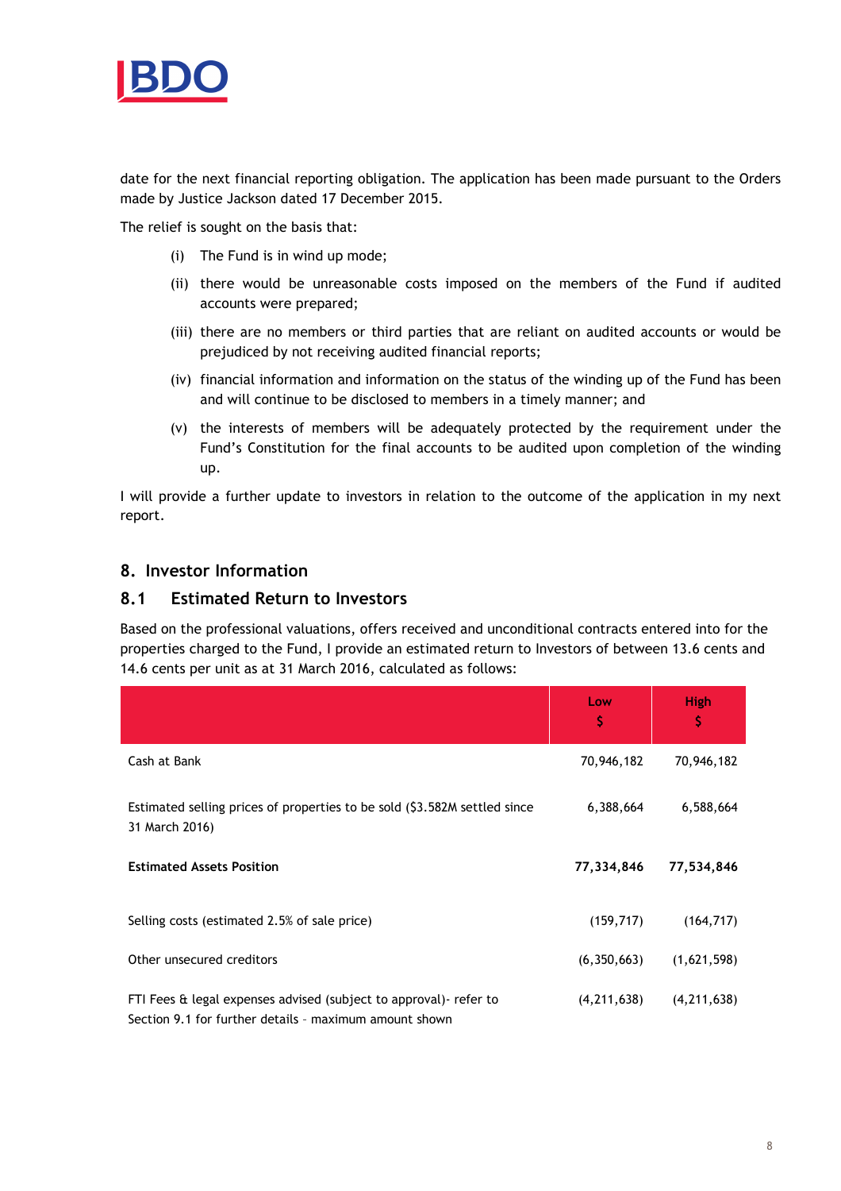date for the next financial reporting obligation. The application has been made pursuant to the Orders made by Justice Jackson dated 17 December 2015.

The relief is sought on the basis that:

(i) The Fund is in wind up mode;

(ii) there would be unreasonable costs imposed on the members of the Fund if audited accounts were prepared;

(iii) there are no members or third parties that are reliant on audited accounts or would be prejudiced by not receiving audited financial reports;

(iv) financial information and information on the status of the winding up of the Fund has been and will continue to be disclosed to members in a timely manner; and

(v) the interests of members will be adequately protected by the requirement under the Fund's Constitution for the final accounts to be audited upon completion of the winding up.

I will provide a further update to investors in relation to the outcome of the application in my next report.

## 8. Investor Information

### 8.1 Estimated Return to Investors

Based on the professional valuations, offers received and unconditional contracts entered into for the properties charged to the Fund, I provide an estimated return to Investors of between 13.6 cents and 14.6 cents per unit as at 31 March 2016, calculated as follows:

| | Low $ | High $ |
|---|---|---|
| Cash at Bank | 70,946,182 | 70,946,182 |
| Estimated selling prices of properties to be sold ($3.582M settled since 31 March 2016) | 6,388,664 | 6,588,664 |
| **Estimated Assets Position** | **77,334,846** | **77,534,846** |
| Selling costs (estimated 2.5% of sale price) | (159,717) | (164,717) |
| Other unsecured creditors | (6,350,663) | (1,621,598) |
| FTI Fees & legal expenses advised (subject to approval)- refer to Section 9.1 for further details - maximum amount shown | (4,211,638) | (4,211,638) |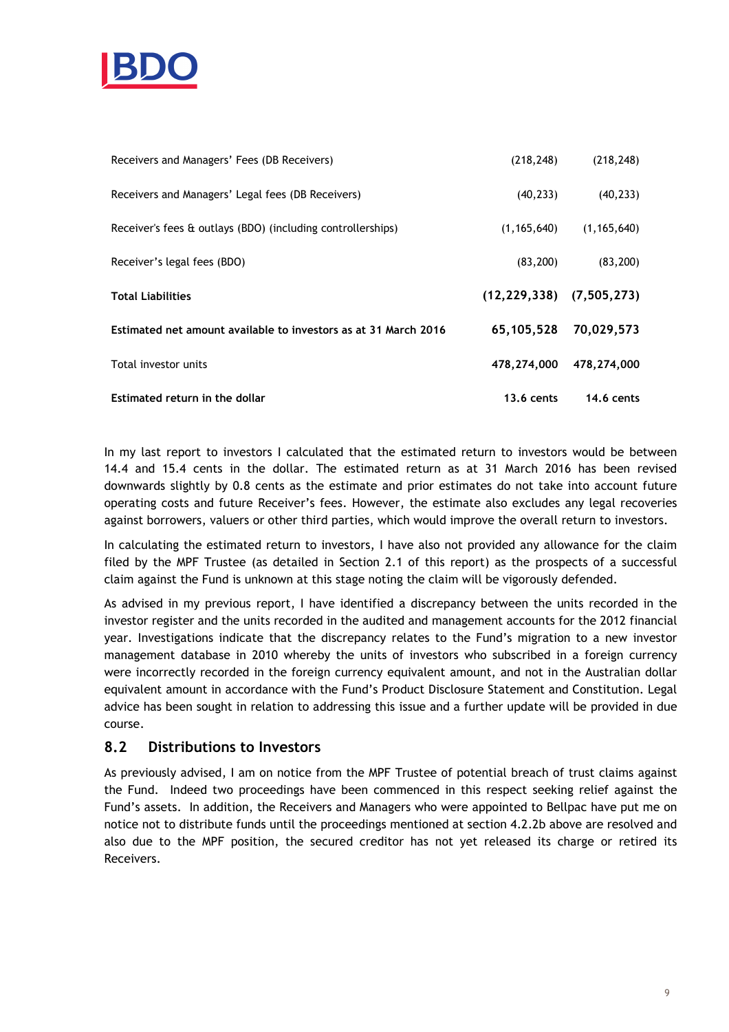| | | |
|---|---|---|
| Receivers and Managers' Fees (DB Receivers) | (218,248) | (218,248) |
| Receivers and Managers' Legal fees (DB Receivers) | (40,233) | (40,233) |
| Receiver's fees & outlays (BDO) (including controllerships) | (1,165,640) | (1,165,640) |
| Receiver's legal fees (BDO) | (83,200) | (83,200) |
| **Total Liabilities** | **(12,229,338)** | **(7,505,273)** |
| **Estimated net amount available to investors as at 31 March 2016** | **65,105,528** | **70,029,573** |
| Total investor units | **478,274,000** | **478,274,000** |
| **Estimated return in the dollar** | **13.6 cents** | **14.6 cents** |

In my last report to investors I calculated that the estimated return to investors would be between 14.4 and 15.4 cents in the dollar. The estimated return as at 31 March 2016 has been revised downwards slightly by 0.8 cents as the estimate and prior estimates do not take into account future operating costs and future Receiver's fees. However, the estimate also excludes any legal recoveries against borrowers, valuers or other third parties, which would improve the overall return to investors.

In calculating the estimated return to investors, I have also not provided any allowance for the claim filed by the MPF Trustee (as detailed in Section 2.1 of this report) as the prospects of a successful claim against the Fund is unknown at this stage noting the claim will be vigorously defended.

As advised in my previous report, I have identified a discrepancy between the units recorded in the investor register and the units recorded in the audited and management accounts for the 2012 financial year. Investigations indicate that the discrepancy relates to the Fund's migration to a new investor management database in 2010 whereby the units of investors who subscribed in a foreign currency were incorrectly recorded in the foreign currency equivalent amount, and not in the Australian dollar equivalent amount in accordance with the Fund's Product Disclosure Statement and Constitution. Legal advice has been sought in relation to addressing this issue and a further update will be provided in due course.

## 8.2 Distributions to Investors

As previously advised, I am on notice from the MPF Trustee of potential breach of trust claims against the Fund. Indeed two proceedings have been commenced in this respect seeking relief against the Fund's assets. In addition, the Receivers and Managers who were appointed to Bellpac have put me on notice not to distribute funds until the proceedings mentioned at section 4.2.2b above are resolved and also due to the MPF position, the secured creditor has not yet released its charge or retired its Receivers.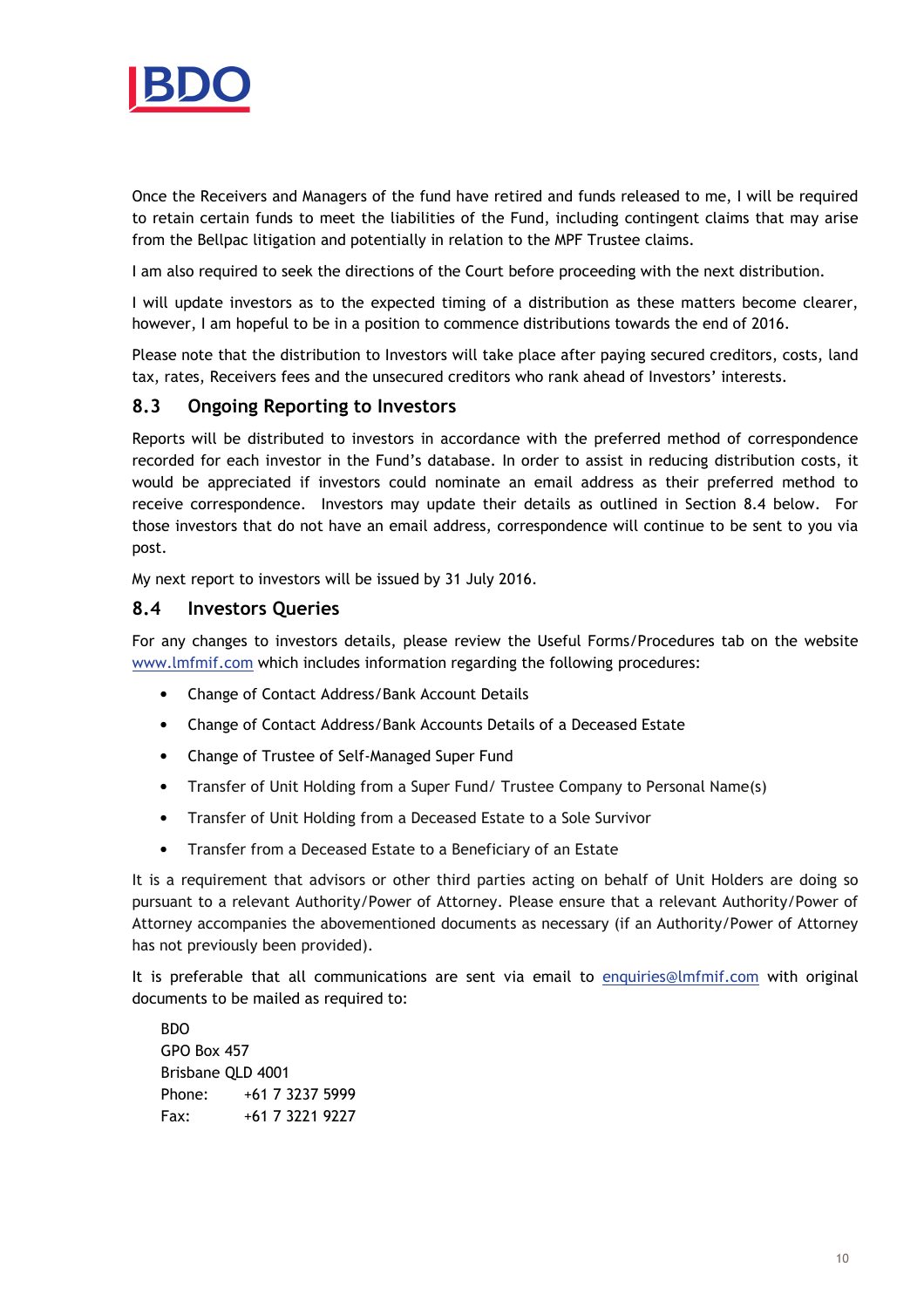Once the Receivers and Managers of the fund have retired and funds released to me, I will be required to retain certain funds to meet the liabilities of the Fund, including contingent claims that may arise from the Bellpac litigation and potentially in relation to the MPF Trustee claims.

I am also required to seek the directions of the Court before proceeding with the next distribution.

I will update investors as to the expected timing of a distribution as these matters become clearer, however, I am hopeful to be in a position to commence distributions towards the end of 2016.

Please note that the distribution to Investors will take place after paying secured creditors, costs, land tax, rates, Receivers fees and the unsecured creditors who rank ahead of Investors' interests.

## 8.3 Ongoing Reporting to Investors

Reports will be distributed to investors in accordance with the preferred method of correspondence recorded for each investor in the Fund's database. In order to assist in reducing distribution costs, it would be appreciated if investors could nominate an email address as their preferred method to receive correspondence. Investors may update their details as outlined in Section 8.4 below. For those investors that do not have an email address, correspondence will continue to be sent to you via post.

My next report to investors will be issued by 31 July 2016.

## 8.4 Investors Queries

For any changes to investors details, please review the Useful Forms/Procedures tab on the website www.lmfmif.com which includes information regarding the following procedures:

- Change of Contact Address/Bank Account Details
- Change of Contact Address/Bank Accounts Details of a Deceased Estate
- Change of Trustee of Self-Managed Super Fund
- Transfer of Unit Holding from a Super Fund/ Trustee Company to Personal Name(s)
- Transfer of Unit Holding from a Deceased Estate to a Sole Survivor
- Transfer from a Deceased Estate to a Beneficiary of an Estate

It is a requirement that advisors or other third parties acting on behalf of Unit Holders are doing so pursuant to a relevant Authority/Power of Attorney. Please ensure that a relevant Authority/Power of Attorney accompanies the abovementioned documents as necessary (if an Authority/Power of Attorney has not previously been provided).

It is preferable that all communications are sent via email to enquiries@lmfmif.com with original documents to be mailed as required to:

BDO
GPO Box 457
Brisbane QLD 4001
Phone: +61 7 3237 5999
Fax: +61 7 3221 9227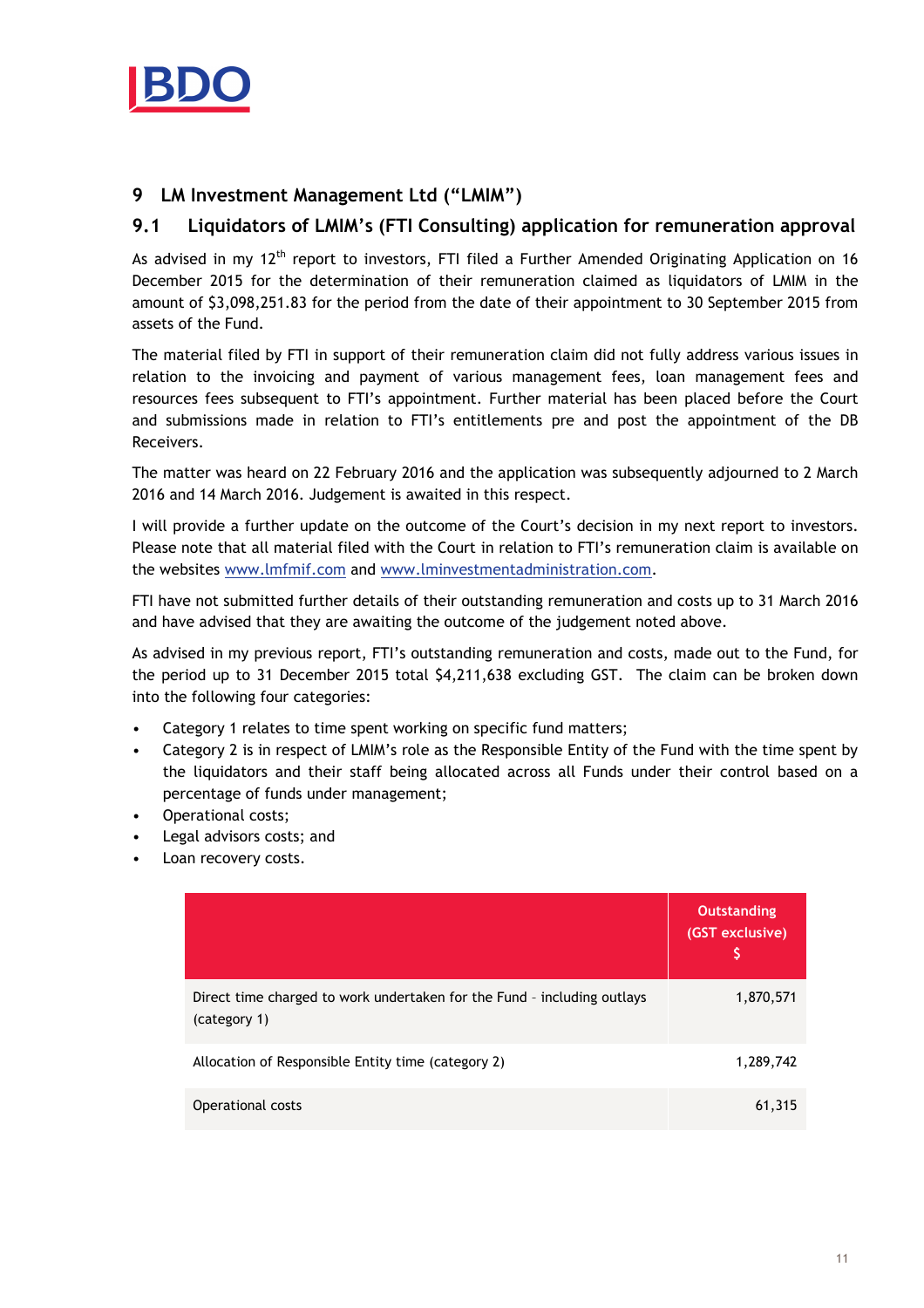## 9 LM Investment Management Ltd ("LMIM")

### 9.1 Liquidators of LMIM's (FTI Consulting) application for remuneration approval

As advised in my 12th report to investors, FTI filed a Further Amended Originating Application on 16 December 2015 for the determination of their remuneration claimed as liquidators of LMIM in the amount of $3,098,251.83 for the period from the date of their appointment to 30 September 2015 from assets of the Fund.

The material filed by FTI in support of their remuneration claim did not fully address various issues in relation to the invoicing and payment of various management fees, loan management fees and resources fees subsequent to FTI's appointment. Further material has been placed before the Court and submissions made in relation to FTI's entitlements pre and post the appointment of the DB Receivers.

The matter was heard on 22 February 2016 and the application was subsequently adjourned to 2 March 2016 and 14 March 2016. Judgement is awaited in this respect.

I will provide a further update on the outcome of the Court's decision in my next report to investors. Please note that all material filed with the Court in relation to FTI's remuneration claim is available on the websites www.lmfmif.com and www.lminvestmentadministration.com.

FTI have not submitted further details of their outstanding remuneration and costs up to 31 March 2016 and have advised that they are awaiting the outcome of the judgement noted above.

As advised in my previous report, FTI's outstanding remuneration and costs, made out to the Fund, for the period up to 31 December 2015 total $4,211,638 excluding GST. The claim can be broken down into the following four categories:

- Category 1 relates to time spent working on specific fund matters;
- Category 2 is in respect of LMIM's role as the Responsible Entity of the Fund with the time spent by the liquidators and their staff being allocated across all Funds under their control based on a percentage of funds under management;
- Operational costs;
- Legal advisors costs; and
- Loan recovery costs.

| | Outstanding (GST exclusive) $ |
|---|---|
| Direct time charged to work undertaken for the Fund - including outlays (category 1) | 1,870,571 |
| Allocation of Responsible Entity time (category 2) | 1,289,742 |
| Operational costs | 61,315 |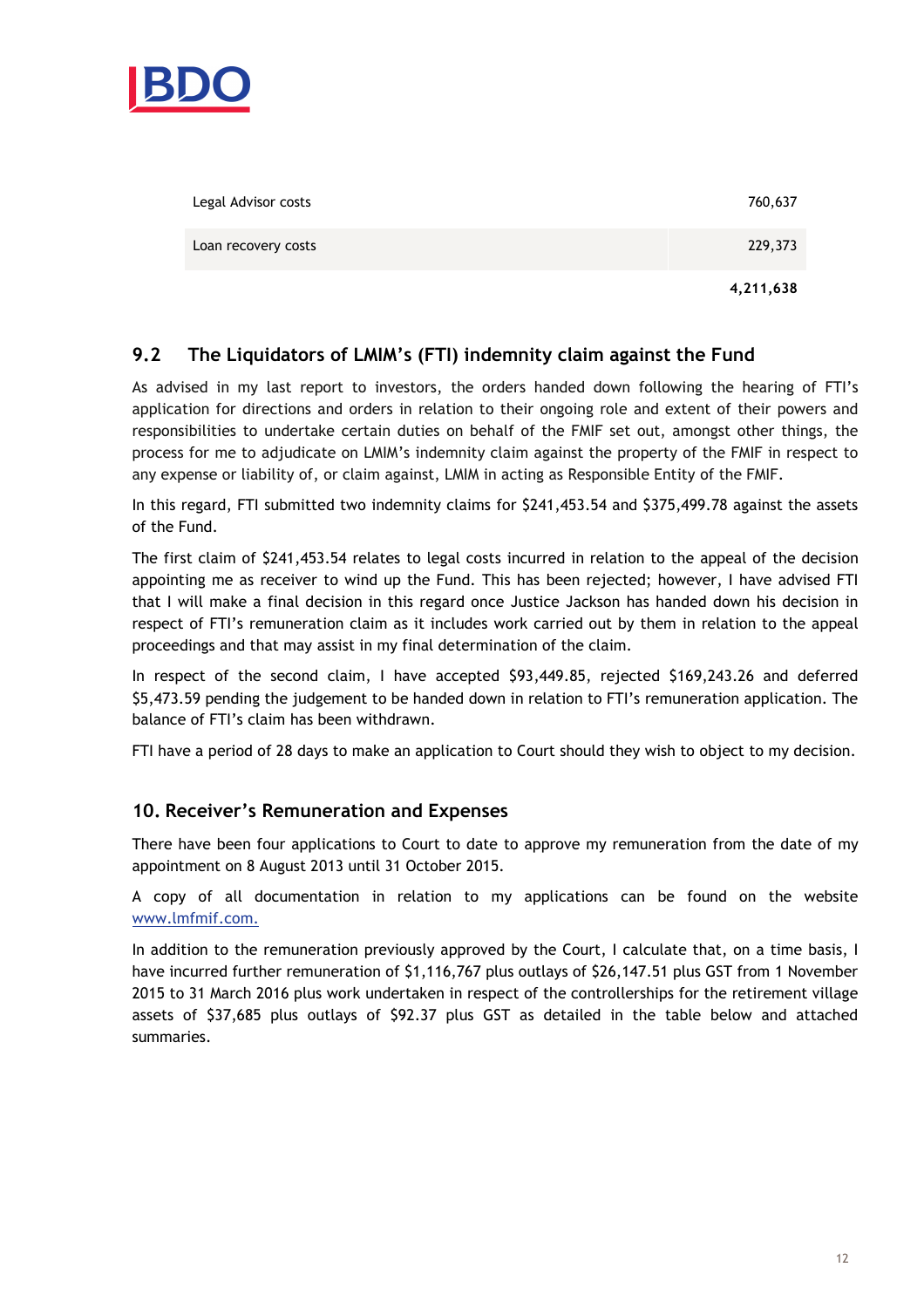| | |
|---|---|
| Legal Advisor costs | 760,637 |
| Loan recovery costs | 229,373 |
| | **4,211,638** |

## 9.2 The Liquidators of LMIM's (FTI) indemnity claim against the Fund

As advised in my last report to investors, the orders handed down following the hearing of FTI's application for directions and orders in relation to their ongoing role and extent of their powers and responsibilities to undertake certain duties on behalf of the FMIF set out, amongst other things, the process for me to adjudicate on LMIM's indemnity claim against the property of the FMIF in respect to any expense or liability of, or claim against, LMIM in acting as Responsible Entity of the FMIF.

In this regard, FTI submitted two indemnity claims for $241,453.54 and $375,499.78 against the assets of the Fund.

The first claim of $241,453.54 relates to legal costs incurred in relation to the appeal of the decision appointing me as receiver to wind up the Fund. This has been rejected; however, I have advised FTI that I will make a final decision in this regard once Justice Jackson has handed down his decision in respect of FTI's remuneration claim as it includes work carried out by them in relation to the appeal proceedings and that may assist in my final determination of the claim.

In respect of the second claim, I have accepted $93,449.85, rejected $169,243.26 and deferred $5,473.59 pending the judgement to be handed down in relation to FTI's remuneration application. The balance of FTI's claim has been withdrawn.

FTI have a period of 28 days to make an application to Court should they wish to object to my decision.

## 10. Receiver's Remuneration and Expenses

There have been four applications to Court to date to approve my remuneration from the date of my appointment on 8 August 2013 until 31 October 2015.

A copy of all documentation in relation to my applications can be found on the website www.lmfmif.com.

In addition to the remuneration previously approved by the Court, I calculate that, on a time basis, I have incurred further remuneration of $1,116,767 plus outlays of $26,147.51 plus GST from 1 November 2015 to 31 March 2016 plus work undertaken in respect of the controllerships for the retirement village assets of $37,685 plus outlays of $92.37 plus GST as detailed in the table below and attached summaries.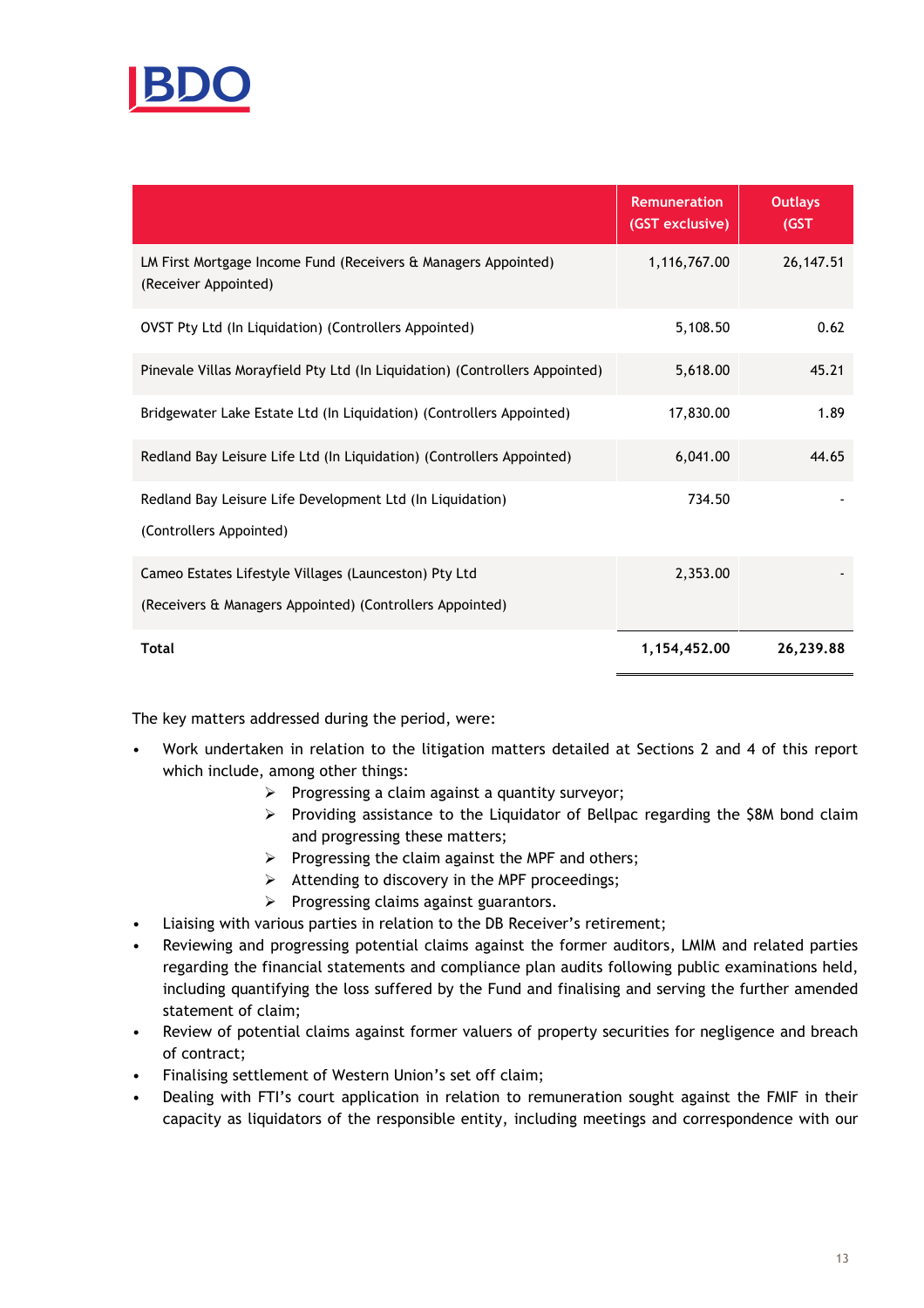| | Remuneration (GST exclusive) | Outlays (GST |
|---|---|---|
| LM First Mortgage Income Fund (Receivers & Managers Appointed) (Receiver Appointed) | 1,116,767.00 | 26,147.51 |
| OVST Pty Ltd (In Liquidation) (Controllers Appointed) | 5,108.50 | 0.62 |
| Pinevale Villas Morayfield Pty Ltd (In Liquidation) (Controllers Appointed) | 5,618.00 | 45.21 |
| Bridgewater Lake Estate Ltd (In Liquidation) (Controllers Appointed) | 17,830.00 | 1.89 |
| Redland Bay Leisure Life Ltd (In Liquidation) (Controllers Appointed) | 6,041.00 | 44.65 |
| Redland Bay Leisure Life Development Ltd (In Liquidation) (Controllers Appointed) | 734.50 | - |
| Cameo Estates Lifestyle Villages (Launceston) Pty Ltd (Receivers & Managers Appointed) (Controllers Appointed) | 2,353.00 | - |
| **Total** | **1,154,452.00** | **26,239.88** |

The key matters addressed during the period, were:

- Work undertaken in relation to the litigation matters detailed at Sections 2 and 4 of this report which include, among other things:
  - Progressing a claim against a quantity surveyor;
  - Providing assistance to the Liquidator of Bellpac regarding the $8M bond claim and progressing these matters;
  - Progressing the claim against the MPF and others;
  - Attending to discovery in the MPF proceedings;
  - Progressing claims against guarantors.
- Liaising with various parties in relation to the DB Receiver's retirement;
- Reviewing and progressing potential claims against the former auditors, LMIM and related parties regarding the financial statements and compliance plan audits following public examinations held, including quantifying the loss suffered by the Fund and finalising and serving the further amended statement of claim;
- Review of potential claims against former valuers of property securities for negligence and breach of contract;
- Finalising settlement of Western Union's set off claim;
- Dealing with FTI's court application in relation to remuneration sought against the FMIF in their capacity as liquidators of the responsible entity, including meetings and correspondence with our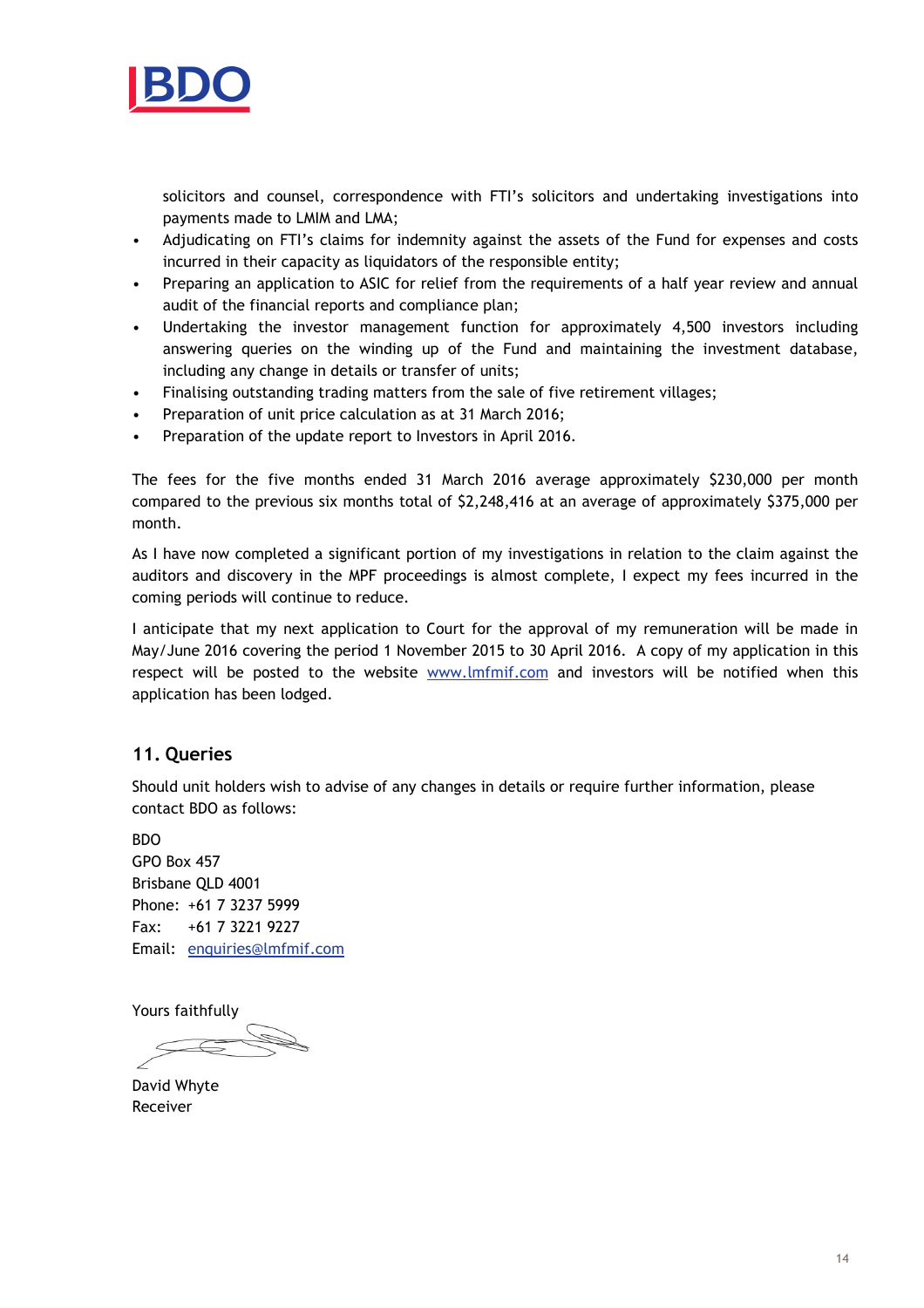solicitors and counsel, correspondence with FTI's solicitors and undertaking investigations into payments made to LMIM and LMA;

- Adjudicating on FTI's claims for indemnity against the assets of the Fund for expenses and costs incurred in their capacity as liquidators of the responsible entity;
- Preparing an application to ASIC for relief from the requirements of a half year review and annual audit of the financial reports and compliance plan;
- Undertaking the investor management function for approximately 4,500 investors including answering queries on the winding up of the Fund and maintaining the investment database, including any change in details or transfer of units;
- Finalising outstanding trading matters from the sale of five retirement villages;
- Preparation of unit price calculation as at 31 March 2016;
- Preparation of the update report to Investors in April 2016.

The fees for the five months ended 31 March 2016 average approximately $230,000 per month compared to the previous six months total of $2,248,416 at an average of approximately $375,000 per month.

As I have now completed a significant portion of my investigations in relation to the claim against the auditors and discovery in the MPF proceedings is almost complete, I expect my fees incurred in the coming periods will continue to reduce.

I anticipate that my next application to Court for the approval of my remuneration will be made in May/June 2016 covering the period 1 November 2015 to 30 April 2016. A copy of my application in this respect will be posted to the website www.lmfmif.com and investors will be notified when this application has been lodged.

## 11. Queries

Should unit holders wish to advise of any changes in details or require further information, please contact BDO as follows:

BDO
GPO Box 457
Brisbane QLD 4001
Phone: +61 7 3237 5999
Fax: +61 7 3221 9227
Email: enquiries@lmfmif.com

Yours faithfully

David Whyte
Receiver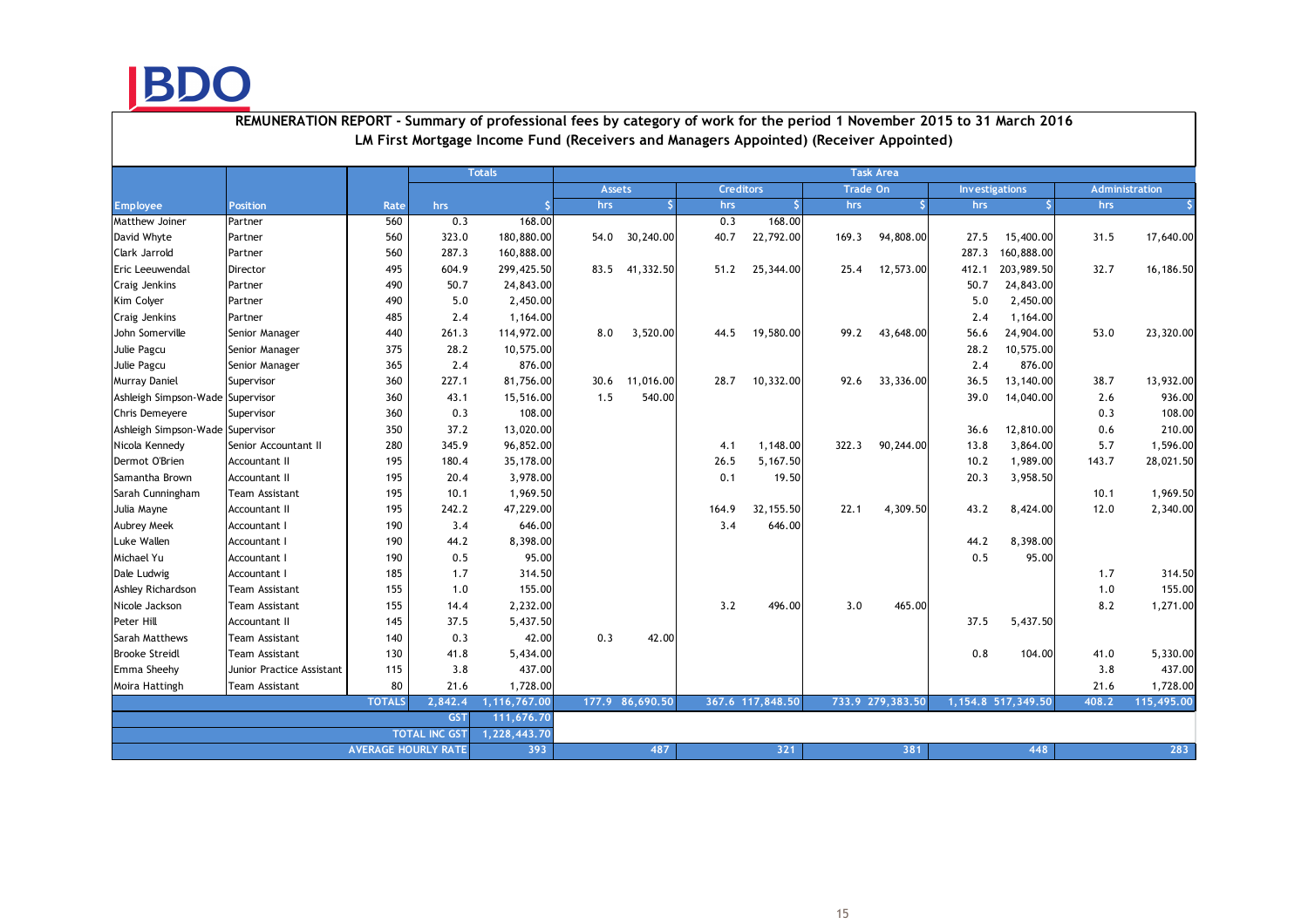**REMUNERATION REPORT - Summary of professional fees by category of work for the period 1 November 2015 to 31 March 2016**

**LM First Mortgage Income Fund (Receivers and Managers Appointed) (Receiver Appointed)**

| | | | Totals | | Task Area | | | | | | | | | |
|---|---|---|---|---|---|---|---|---|---|---|---|---|---|---|
| | | | | | Assets | | Creditors | | Trade On | | Investigations | | Administration | |
| Employee | Position | Rate | hrs | $ | hrs | $ | hrs | $ | hrs | $ | hrs | $ | hrs | $ |
| Matthew Joiner | Partner | 560 | 0.3 | 168.00 | | | 0.3 | 168.00 | | | | | | |
| David Whyte | Partner | 560 | 323.0 | 180,880.00 | 54.0 | 30,240.00 | 40.7 | 22,792.00 | 169.3 | 94,808.00 | 27.5 | 15,400.00 | 31.5 | 17,640.00 |
| Clark Jarrold | Partner | 560 | 287.3 | 160,888.00 | | | | | | | 287.3 | 160,888.00 | | |
| Eric Leeuwendal | Director | 495 | 604.9 | 299,425.50 | 83.5 | 41,332.50 | 51.2 | 25,344.00 | 25.4 | 12,573.00 | 412.1 | 203,989.50 | 32.7 | 16,186.50 |
| Craig Jenkins | Partner | 490 | 50.7 | 24,843.00 | | | | | | | 50.7 | 24,843.00 | | |
| Kim Colyer | Partner | 490 | 5.0 | 2,450.00 | | | | | | | 5.0 | 2,450.00 | | |
| Craig Jenkins | Partner | 485 | 2.4 | 1,164.00 | | | | | | | 2.4 | 1,164.00 | | |
| John Somerville | Senior Manager | 440 | 261.3 | 114,972.00 | 8.0 | 3,520.00 | 44.5 | 19,580.00 | 99.2 | 43,648.00 | 56.6 | 24,904.00 | 53.0 | 23,320.00 |
| Julie Pagcu | Senior Manager | 375 | 28.2 | 10,575.00 | | | | | | | 28.2 | 10,575.00 | | |
| Julie Pagcu | Senior Manager | 365 | 2.4 | 876.00 | | | | | | | 2.4 | 876.00 | | |
| Murray Daniel | Supervisor | 360 | 227.1 | 81,756.00 | 30.6 | 11,016.00 | 28.7 | 10,332.00 | 92.6 | 33,336.00 | 36.5 | 13,140.00 | 38.7 | 13,932.00 |
| Ashleigh Simpson-Wade | Supervisor | 360 | 43.1 | 15,516.00 | 1.5 | 540.00 | | | | | 39.0 | 14,040.00 | 2.6 | 936.00 |
| Chris Demeyere | Supervisor | 360 | 0.3 | 108.00 | | | | | | | | | 0.3 | 108.00 |
| Ashleigh Simpson-Wade | Supervisor | 350 | 37.2 | 13,020.00 | | | | | | | 36.6 | 12,810.00 | 0.6 | 210.00 |
| Nicola Kennedy | Senior Accountant II | 280 | 345.9 | 96,852.00 | | | 4.1 | 1,148.00 | 322.3 | 90,244.00 | 13.8 | 3,864.00 | 5.7 | 1,596.00 |
| Dermot O'Brien | Accountant II | 195 | 180.4 | 35,178.00 | | | 26.5 | 5,167.50 | | | 10.2 | 1,989.00 | 143.7 | 28,021.50 |
| Samantha Brown | Accountant II | 195 | 20.4 | 3,978.00 | | | 0.1 | 19.50 | | | 20.3 | 3,958.50 | | |
| Sarah Cunningham | Team Assistant | 195 | 10.1 | 1,969.50 | | | | | | | | | 10.1 | 1,969.50 |
| Julia Mayne | Accountant II | 195 | 242.2 | 47,229.00 | | | 164.9 | 32,155.50 | 22.1 | 4,309.50 | 43.2 | 8,424.00 | 12.0 | 2,340.00 |
| Aubrey Meek | Accountant I | 190 | 3.4 | 646.00 | | | 3.4 | 646.00 | | | | | | |
| Luke Wallen | Accountant I | 190 | 44.2 | 8,398.00 | | | | | | | 44.2 | 8,398.00 | | |
| Michael Yu | Accountant I | 190 | 0.5 | 95.00 | | | | | | | 0.5 | 95.00 | | |
| Dale Ludwig | Accountant I | 185 | 1.7 | 314.50 | | | | | | | | | 1.7 | 314.50 |
| Ashley Richardson | Team Assistant | 155 | 1.0 | 155.00 | | | | | | | | | 1.0 | 155.00 |
| Nicole Jackson | Team Assistant | 155 | 14.4 | 2,232.00 | | | 3.2 | 496.00 | 3.0 | 465.00 | | | 8.2 | 1,271.00 |
| Peter Hill | Accountant II | 145 | 37.5 | 5,437.50 | | | | | | | 37.5 | 5,437.50 | | |
| Sarah Matthews | Team Assistant | 140 | 0.3 | 42.00 | 0.3 | 42.00 | | | | | | | | |
| Brooke Streidl | Team Assistant | 130 | 41.8 | 5,434.00 | | | | | | | 0.8 | 104.00 | 41.0 | 5,330.00 |
| Emma Sheehy | Junior Practice Assistant | 115 | 3.8 | 437.00 | | | | | | | | | 3.8 | 437.00 |
| Moira Hattingh | Team Assistant | 80 | 21.6 | 1,728.00 | | | | | | | | | 21.6 | 1,728.00 |
| | | TOTALS | 2,842.4 | 1,116,767.00 | 177.9 | 86,690.50 | 367.6 | 117,848.50 | 733.9 | 279,383.50 | 1,154.8 | 517,349.50 | 408.2 | 115,495.00 |
| | | | GST | 111,676.70 | | | | | | | | | | |
| | | TOTAL INC GST | | 1,228,443.70 | | | | | | | | | | |
| | | AVERAGE HOURLY RATE | | 393 | | 487 | | 321 | | 381 | | 448 | | 283 |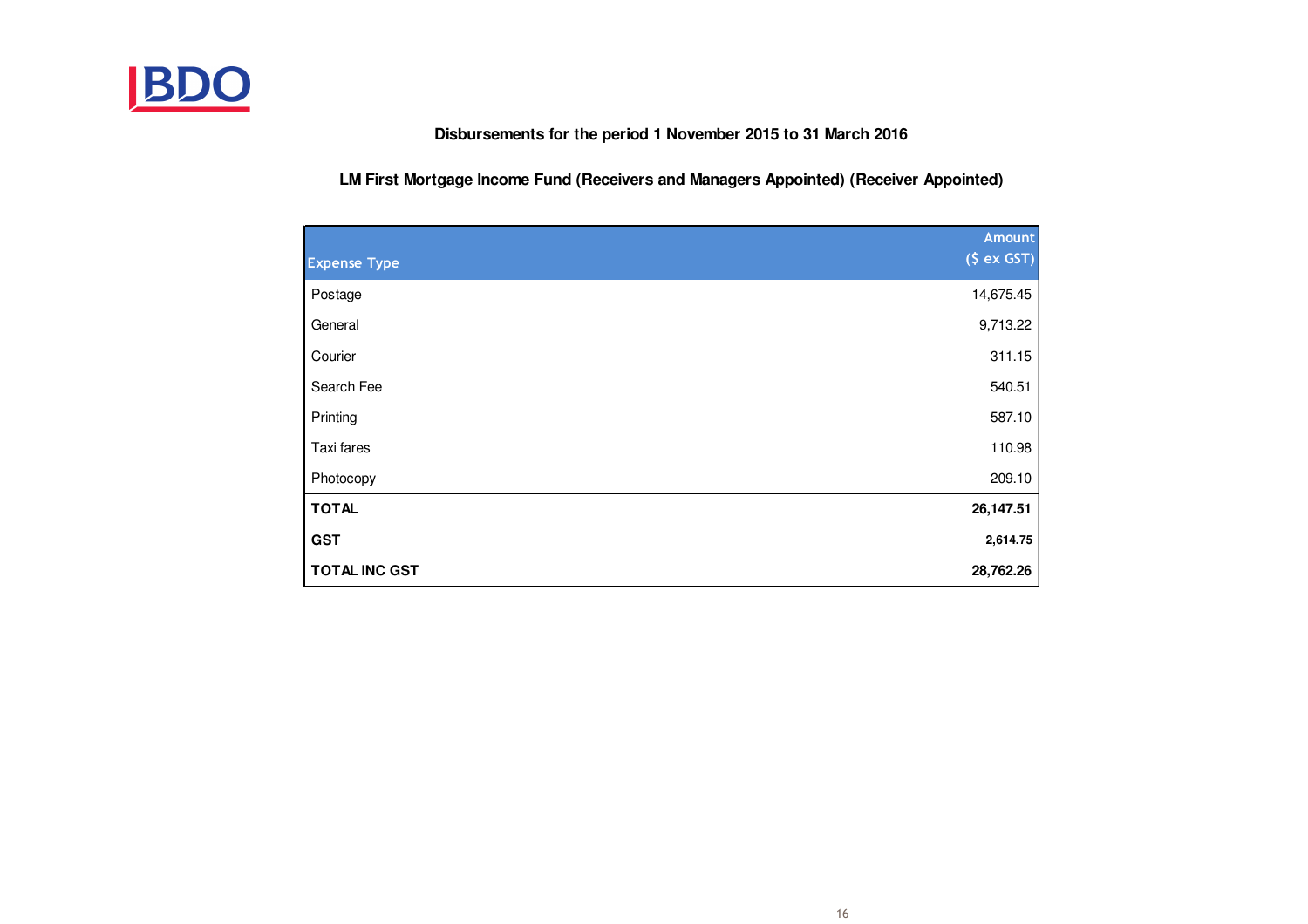**Disbursements for the period 1 November 2015 to 31 March 2016**

**LM First Mortgage Income Fund (Receivers and Managers Appointed) (Receiver Appointed)**

| Expense Type | Amount ($ ex GST) |
|---|---:|
| Postage | 14,675.45 |
| General | 9,713.22 |
| Courier | 311.15 |
| Search Fee | 540.51 |
| Printing | 587.10 |
| Taxi fares | 110.98 |
| Photocopy | 209.10 |
| **TOTAL** | **26,147.51** |
| **GST** | **2,614.75** |
| **TOTAL INC GST** | **28,762.26** |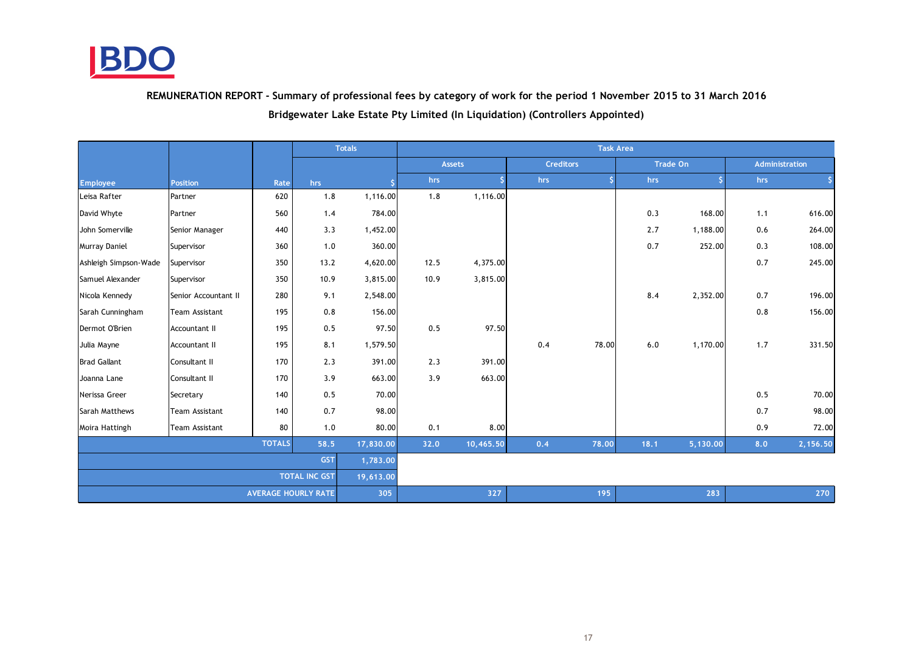BDO

## REMUNERATION REPORT - Summary of professional fees by category of work for the period 1 November 2015 to 31 March 2016

## Bridgewater Lake Estate Pty Limited (In Liquidation) (Controllers Appointed)

| | | | Totals | | Task Area | | | | | | | |
|---|---|---|---|---|---|---|---|---|---|---|---|---|
| | | | | | Assets | | Creditors | | Trade On | | Administration | |
| Employee | Position | Rate | hrs | $ | hrs | $ | hrs | $ | hrs | $ | hrs | $ |
| Leisa Rafter | Partner | 620 | 1.8 | 1,116.00 | 1.8 | 1,116.00 | | | | | | |
| David Whyte | Partner | 560 | 1.4 | 784.00 | | | | | 0.3 | 168.00 | 1.1 | 616.00 |
| John Somerville | Senior Manager | 440 | 3.3 | 1,452.00 | | | | | 2.7 | 1,188.00 | 0.6 | 264.00 |
| Murray Daniel | Supervisor | 360 | 1.0 | 360.00 | | | | | 0.7 | 252.00 | 0.3 | 108.00 |
| Ashleigh Simpson-Wade | Supervisor | 350 | 13.2 | 4,620.00 | 12.5 | 4,375.00 | | | | | 0.7 | 245.00 |
| Samuel Alexander | Supervisor | 350 | 10.9 | 3,815.00 | 10.9 | 3,815.00 | | | | | | |
| Nicola Kennedy | Senior Accountant II | 280 | 9.1 | 2,548.00 | | | | | 8.4 | 2,352.00 | 0.7 | 196.00 |
| Sarah Cunningham | Team Assistant | 195 | 0.8 | 156.00 | | | | | | | 0.8 | 156.00 |
| Dermot O'Brien | Accountant II | 195 | 0.5 | 97.50 | 0.5 | 97.50 | | | | | | |
| Julia Mayne | Accountant II | 195 | 8.1 | 1,579.50 | | | 0.4 | 78.00 | 6.0 | 1,170.00 | 1.7 | 331.50 |
| Brad Gallant | Consultant II | 170 | 2.3 | 391.00 | 2.3 | 391.00 | | | | | | |
| Joanna Lane | Consultant II | 170 | 3.9 | 663.00 | 3.9 | 663.00 | | | | | | |
| Nerissa Greer | Secretary | 140 | 0.5 | 70.00 | | | | | | | 0.5 | 70.00 |
| Sarah Matthews | Team Assistant | 140 | 0.7 | 98.00 | | | | | | | 0.7 | 98.00 |
| Moira Hattingh | Team Assistant | 80 | 1.0 | 80.00 | 0.1 | 8.00 | | | | | 0.9 | 72.00 |
| | | TOTALS | 58.5 | 17,830.00 | 32.0 | 10,465.50 | 0.4 | 78.00 | 18.1 | 5,130.00 | 8.0 | 2,156.50 |
| | | | GST | 1,783.00 | | | | | | | | |
| | | | TOTAL INC GST | 19,613.00 | | | | | | | | |
| | | | AVERAGE HOURLY RATE | 305 | | 327 | | 195 | | 283 | | 270 |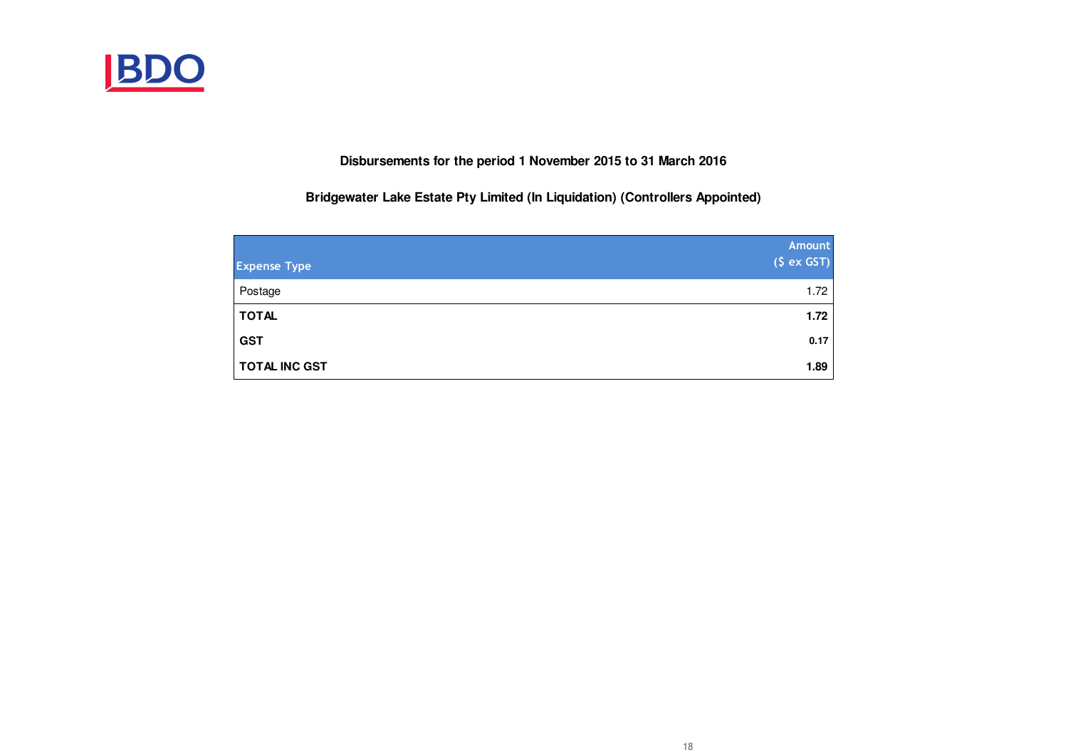**Disbursements for the period 1 November 2015 to 31 March 2016**

**Bridgewater Lake Estate Pty Limited (In Liquidation) (Controllers Appointed)**

| Expense Type | Amount ($ ex GST) |
|---|---|
| Postage | 1.72 |
| **TOTAL** | **1.72** |
| **GST** | **0.17** |
| **TOTAL INC GST** | **1.89** |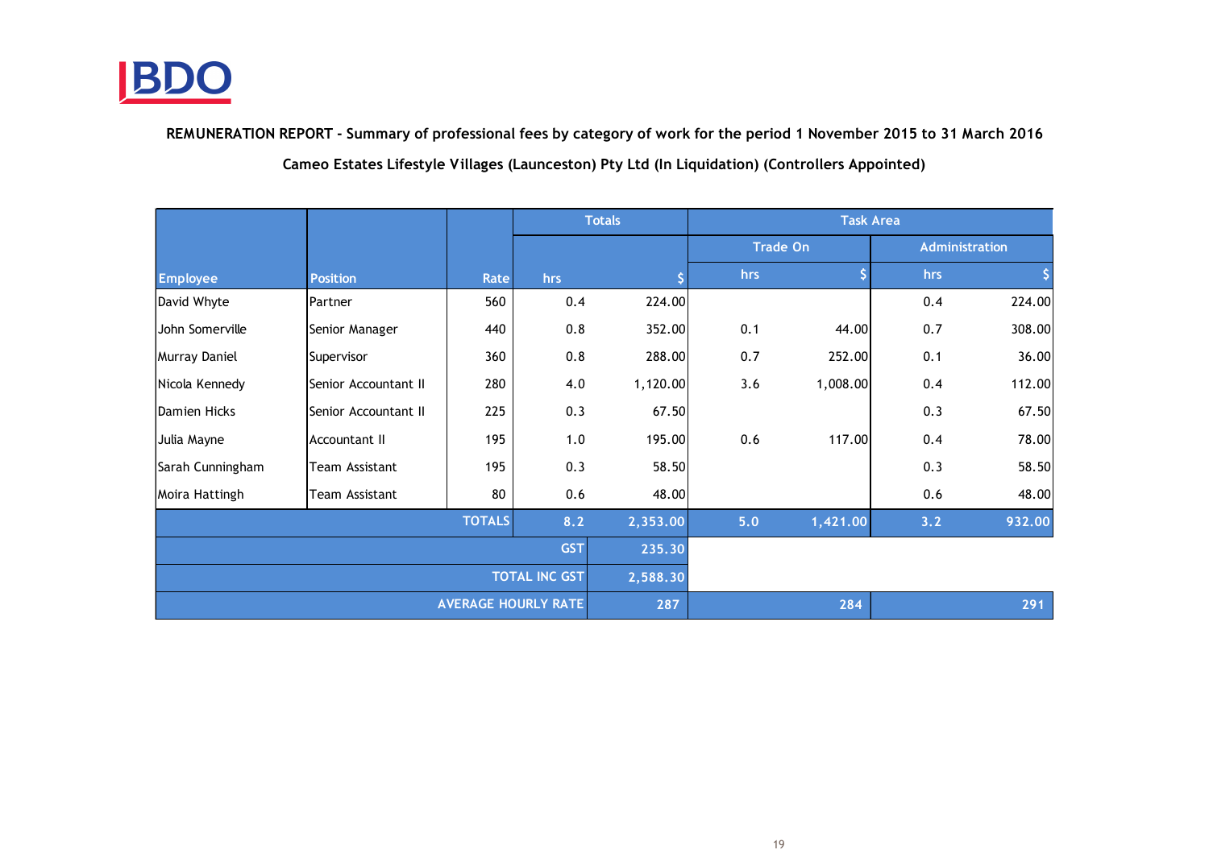BDO

**REMUNERATION REPORT - Summary of professional fees by category of work for the period 1 November 2015 to 31 March 2016**

**Cameo Estates Lifestyle Villages (Launceston) Pty Ltd (In Liquidation) (Controllers Appointed)**

| | | | Totals | | Task Area | | | |
|---|---|---|---|---|---|---|---|---|
| | | | | | Trade On | | Administration | |
| Employee | Position | Rate | hrs | $ | hrs | $ | hrs | $ |
| David Whyte | Partner | 560 | 0.4 | 224.00 | | | 0.4 | 224.00 |
| John Somerville | Senior Manager | 440 | 0.8 | 352.00 | 0.1 | 44.00 | 0.7 | 308.00 |
| Murray Daniel | Supervisor | 360 | 0.8 | 288.00 | 0.7 | 252.00 | 0.1 | 36.00 |
| Nicola Kennedy | Senior Accountant II | 280 | 4.0 | 1,120.00 | 3.6 | 1,008.00 | 0.4 | 112.00 |
| Damien Hicks | Senior Accountant II | 225 | 0.3 | 67.50 | | | 0.3 | 67.50 |
| Julia Mayne | Accountant II | 195 | 1.0 | 195.00 | 0.6 | 117.00 | 0.4 | 78.00 |
| Sarah Cunningham | Team Assistant | 195 | 0.3 | 58.50 | | | 0.3 | 58.50 |
| Moira Hattingh | Team Assistant | 80 | 0.6 | 48.00 | | | 0.6 | 48.00 |
| | | TOTALS | 8.2 | 2,353.00 | 5.0 | 1,421.00 | 3.2 | 932.00 |
| | | | GST | 235.30 | | | | |
| | | | TOTAL INC GST | 2,588.30 | | | | |
| | | | AVERAGE HOURLY RATE | 287 | | 284 | | 291 |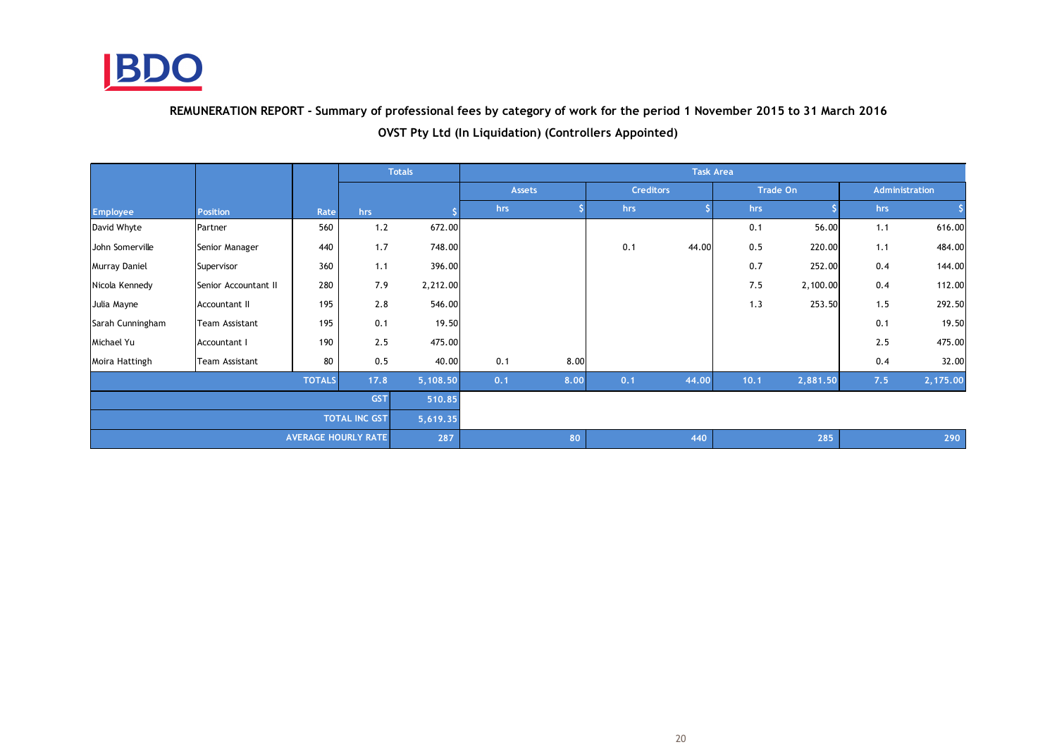**REMUNERATION REPORT - Summary of professional fees by category of work for the period 1 November 2015 to 31 March 2016**

**OVST Pty Ltd (In Liquidation) (Controllers Appointed)**

| | | | Totals | | Task Area | | | | | | | |
|---|---|---|---|---|---|---|---|---|---|---|---|---|
| | | | | | Assets | | Creditors | | Trade On | | Administration | |
| Employee | Position | Rate | hrs | $ | hrs | $ | hrs | $ | hrs | $ | hrs | $ |
| David Whyte | Partner | 560 | 1.2 | 672.00 | | | | | 0.1 | 56.00 | 1.1 | 616.00 |
| John Somerville | Senior Manager | 440 | 1.7 | 748.00 | | | 0.1 | 44.00 | 0.5 | 220.00 | 1.1 | 484.00 |
| Murray Daniel | Supervisor | 360 | 1.1 | 396.00 | | | | | 0.7 | 252.00 | 0.4 | 144.00 |
| Nicola Kennedy | Senior Accountant II | 280 | 7.9 | 2,212.00 | | | | | 7.5 | 2,100.00 | 0.4 | 112.00 |
| Julia Mayne | Accountant II | 195 | 2.8 | 546.00 | | | | | 1.3 | 253.50 | 1.5 | 292.50 |
| Sarah Cunningham | Team Assistant | 195 | 0.1 | 19.50 | | | | | | | 0.1 | 19.50 |
| Michael Yu | Accountant I | 190 | 2.5 | 475.00 | | | | | | | 2.5 | 475.00 |
| Moira Hattingh | Team Assistant | 80 | 0.5 | 40.00 | 0.1 | 8.00 | | | | | 0.4 | 32.00 |
| | | TOTALS | 17.8 | 5,108.50 | 0.1 | 8.00 | 0.1 | 44.00 | 10.1 | 2,881.50 | 7.5 | 2,175.00 |
| | | | GST | 510.85 | | | | | | | | |
| | | | TOTAL INC GST | 5,619.35 | | | | | | | | |
| | | | AVERAGE HOURLY RATE | 287 | | 80 | | 440 | | 285 | | 290 |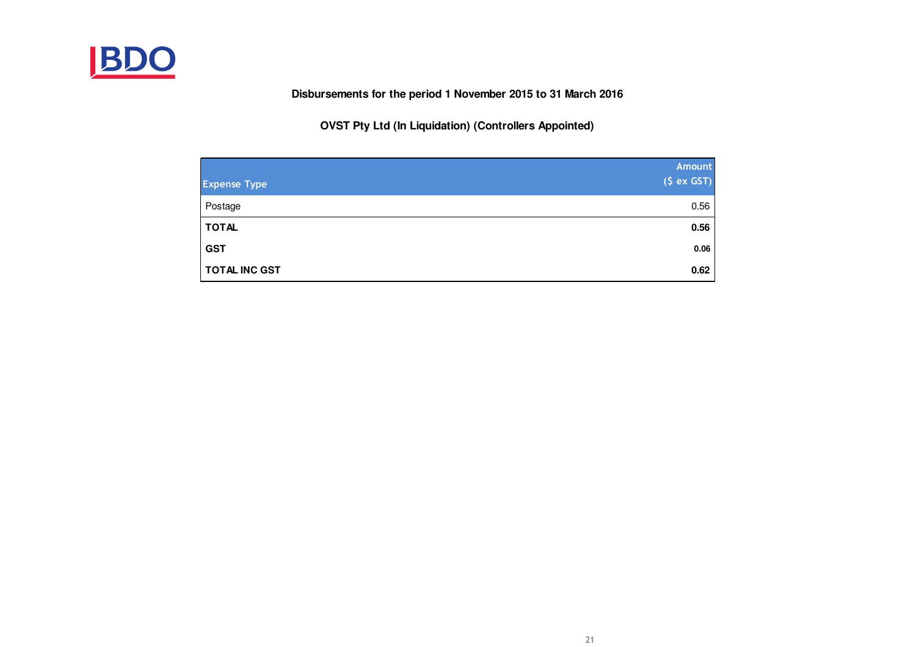**Disbursements for the period 1 November 2015 to 31 March 2016**

**OVST Pty Ltd (In Liquidation) (Controllers Appointed)**

| Expense Type | Amount ($ ex GST) |
|---|---|
| Postage | 0.56 |
| **TOTAL** | **0.56** |
| **GST** | **0.06** |
| **TOTAL INC GST** | **0.62** |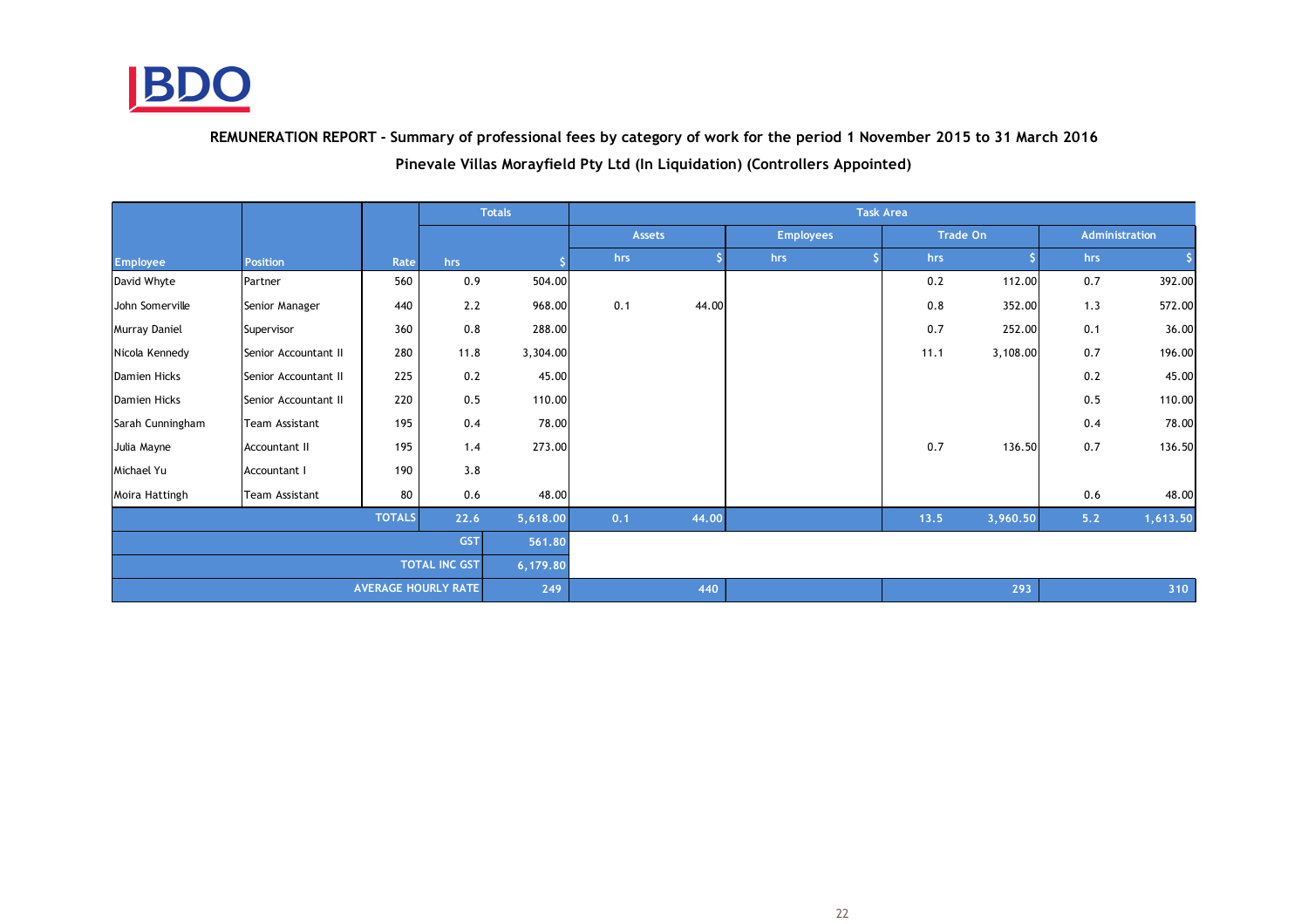**REMUNERATION REPORT - Summary of professional fees by category of work for the period 1 November 2015 to 31 March 2016**

**Pinevale Villas Morayfield Pty Ltd (In Liquidation) (Controllers Appointed)**

| | | | Totals | | Task Area | | | | | | | |
|---|---|---|---|---|---|---|---|---|---|---|---|---|
| | | | | | Assets | | Employees | | Trade On | | Administration | |
| Employee | Position | Rate | hrs | $ | hrs | $ | hrs | $ | hrs | $ | hrs | $ |
| David Whyte | Partner | 560 | 0.9 | 504.00 | | | | | 0.2 | 112.00 | 0.7 | 392.00 |
| John Somerville | Senior Manager | 440 | 2.2 | 968.00 | 0.1 | 44.00 | | | 0.8 | 352.00 | 1.3 | 572.00 |
| Murray Daniel | Supervisor | 360 | 0.8 | 288.00 | | | | | 0.7 | 252.00 | 0.1 | 36.00 |
| Nicola Kennedy | Senior Accountant II | 280 | 11.8 | 3,304.00 | | | | | 11.1 | 3,108.00 | 0.7 | 196.00 |
| Damien Hicks | Senior Accountant II | 225 | 0.2 | 45.00 | | | | | | | 0.2 | 45.00 |
| Damien Hicks | Senior Accountant II | 220 | 0.5 | 110.00 | | | | | | | 0.5 | 110.00 |
| Sarah Cunningham | Team Assistant | 195 | 0.4 | 78.00 | | | | | | | 0.4 | 78.00 |
| Julia Mayne | Accountant II | 195 | 1.4 | 273.00 | | | | | 0.7 | 136.50 | 0.7 | 136.50 |
| Michael Yu | Accountant I | 190 | 3.8 | | | | | | | | | |
| Moira Hattingh | Team Assistant | 80 | 0.6 | 48.00 | | | | | | | 0.6 | 48.00 |
| | | TOTALS | 22.6 | 5,618.00 | 0.1 | 44.00 | | | 13.5 | 3,960.50 | 5.2 | 1,613.50 |
| | | | GST | 561.80 | | | | | | | | |
| | | | TOTAL INC GST | 6,179.80 | | | | | | | | |
| | | | AVERAGE HOURLY RATE | 249 | | 440 | | | | 293 | | 310 |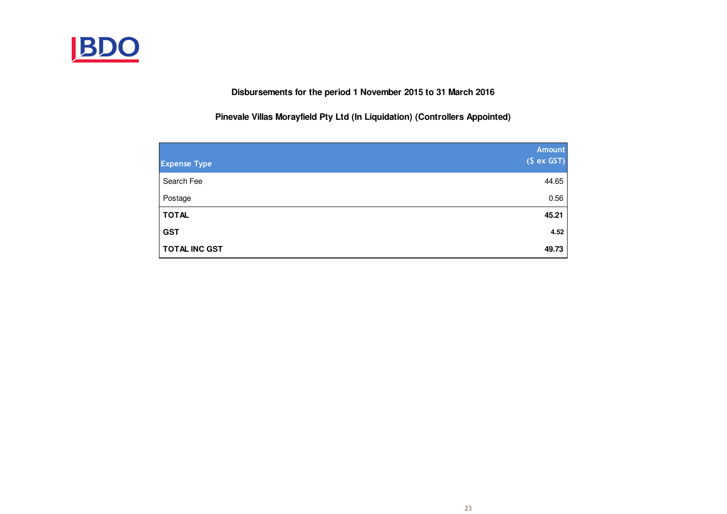**Disbursements for the period 1 November 2015 to 31 March 2016**

**Pinevale Villas Morayfield Pty Ltd (In Liquidation) (Controllers Appointed)**

| Expense Type | Amount ($ ex GST) |
|---|---|
| Search Fee | 44.65 |
| Postage | 0.56 |
| **TOTAL** | **45.21** |
| **GST** | **4.52** |
| **TOTAL INC GST** | **49.73** |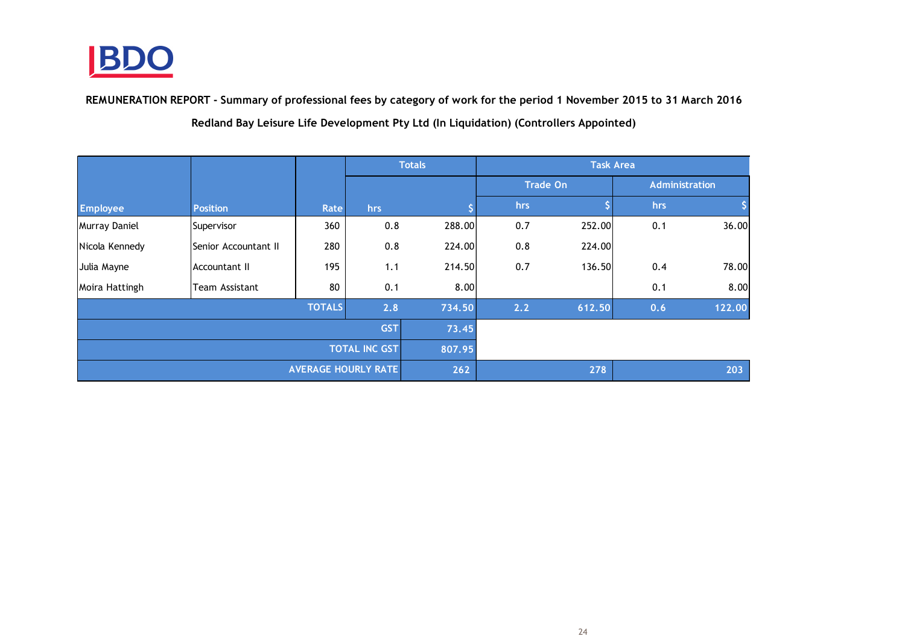**REMUNERATION REPORT - Summary of professional fees by category of work for the period 1 November 2015 to 31 March 2016**

**Redland Bay Leisure Life Development Pty Ltd (In Liquidation) (Controllers Appointed)**

| | | | Totals | | Task Area | | | |
|---|---|---|---|---|---|---|---|---|
| | | | | | Trade On | | Administration | |
| Employee | Position | Rate | hrs | $ | hrs | $ | hrs | $ |
| Murray Daniel | Supervisor | 360 | 0.8 | 288.00 | 0.7 | 252.00 | 0.1 | 36.00 |
| Nicola Kennedy | Senior Accountant II | 280 | 0.8 | 224.00 | 0.8 | 224.00 | | |
| Julia Mayne | Accountant II | 195 | 1.1 | 214.50 | 0.7 | 136.50 | 0.4 | 78.00 |
| Moira Hattingh | Team Assistant | 80 | 0.1 | 8.00 | | | 0.1 | 8.00 |
| | | TOTALS | 2.8 | 734.50 | 2.2 | 612.50 | 0.6 | 122.00 |
| | | | GST | 73.45 | | | | |
| | | | TOTAL INC GST | 807.95 | | | | |
| | | | AVERAGE HOURLY RATE | 262 | | 278 | | 203 |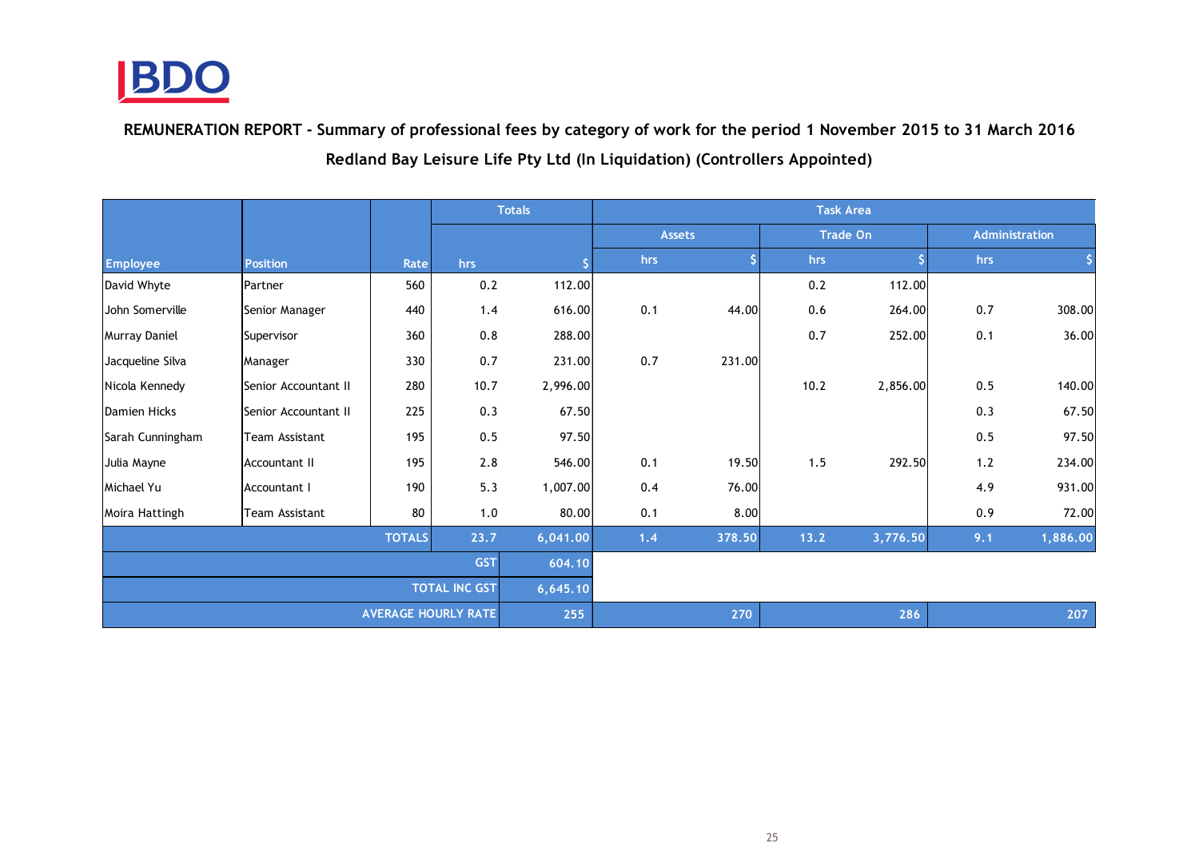BDO

## REMUNERATION REPORT - Summary of professional fees by category of work for the period 1 November 2015 to 31 March 2016

## Redland Bay Leisure Life Pty Ltd (In Liquidation) (Controllers Appointed)

| | | | Totals | | Task Area | | | | | |
|---|---|---|---|---|---|---|---|---|---|---|
| | | | | | Assets | | Trade On | | Administration | |
| Employee | Position | Rate | hrs | $ | hrs | $ | hrs | $ | hrs | $ |
| David Whyte | Partner | 560 | 0.2 | 112.00 | | | 0.2 | 112.00 | | |
| John Somerville | Senior Manager | 440 | 1.4 | 616.00 | 0.1 | 44.00 | 0.6 | 264.00 | 0.7 | 308.00 |
| Murray Daniel | Supervisor | 360 | 0.8 | 288.00 | | | 0.7 | 252.00 | 0.1 | 36.00 |
| Jacqueline Silva | Manager | 330 | 0.7 | 231.00 | 0.7 | 231.00 | | | | |
| Nicola Kennedy | Senior Accountant II | 280 | 10.7 | 2,996.00 | | | 10.2 | 2,856.00 | 0.5 | 140.00 |
| Damien Hicks | Senior Accountant II | 225 | 0.3 | 67.50 | | | | | 0.3 | 67.50 |
| Sarah Cunningham | Team Assistant | 195 | 0.5 | 97.50 | | | | | 0.5 | 97.50 |
| Julia Mayne | Accountant II | 195 | 2.8 | 546.00 | 0.1 | 19.50 | 1.5 | 292.50 | 1.2 | 234.00 |
| Michael Yu | Accountant I | 190 | 5.3 | 1,007.00 | 0.4 | 76.00 | | | 4.9 | 931.00 |
| Moira Hattingh | Team Assistant | 80 | 1.0 | 80.00 | 0.1 | 8.00 | | | 0.9 | 72.00 |
| | | TOTALS | 23.7 | 6,041.00 | 1.4 | 378.50 | 13.2 | 3,776.50 | 9.1 | 1,886.00 |
| | | | GST | 604.10 | | | | | | |
| | | | TOTAL INC GST | 6,645.10 | | | | | | |
| | | | AVERAGE HOURLY RATE | 255 | | 270 | | 286 | | 207 |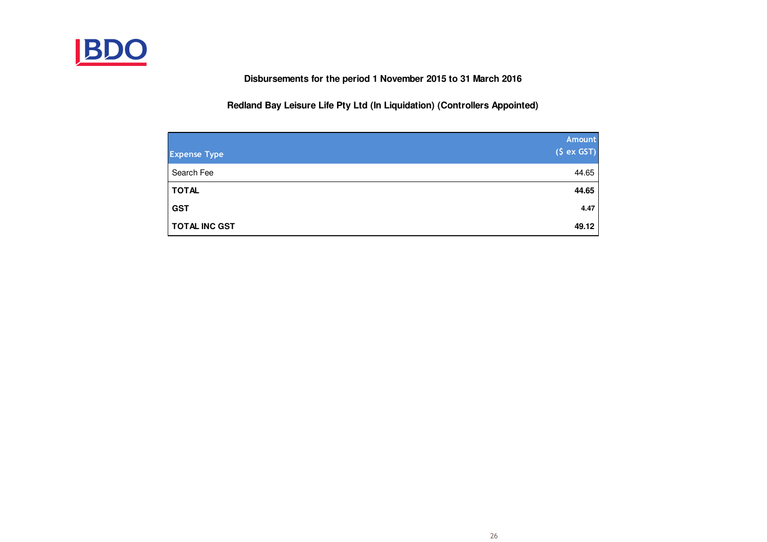**Disbursements for the period 1 November 2015 to 31 March 2016**

**Redland Bay Leisure Life Pty Ltd (In Liquidation) (Controllers Appointed)**

| Expense Type | Amount ($ ex GST) |
|---|---|
| Search Fee | 44.65 |
| **TOTAL** | **44.65** |
| **GST** | **4.47** |
| **TOTAL INC GST** | **49.12** |